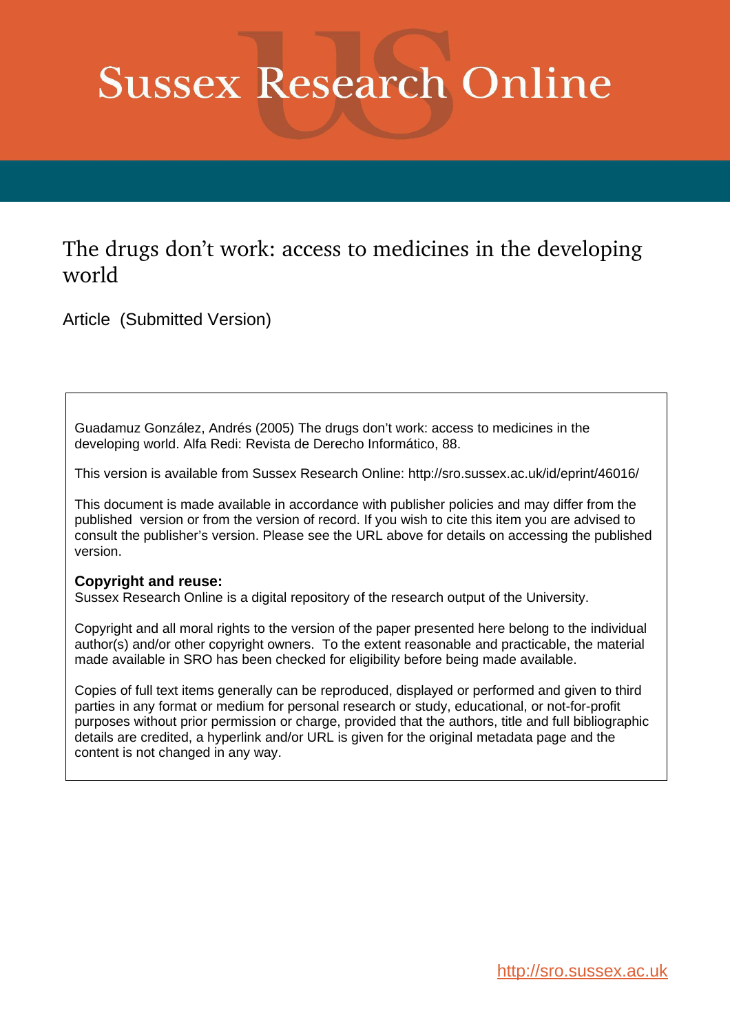# Sussex Research Online

## The drugs don't work: access to medicines in the developing world

Article (Submitted Version)

Guadamuz González, Andrés (2005) The drugs don't work: access to medicines in the developing world. Alfa Redi: Revista de Derecho Informático, 88.

This version is available from Sussex Research Online: http://sro.sussex.ac.uk/id/eprint/46016/

This document is made available in accordance with publisher policies and may differ from the published version or from the version of record. If you wish to cite this item you are advised to consult the publisher's version. Please see the URL above for details on accessing the published version.

**Copyright and reuse:**
Sussex Research Online is a digital repository of the research output of the University.

Copyright and all moral rights to the version of the paper presented here belong to the individual author(s) and/or other copyright owners. To the extent reasonable and practicable, the material made available in SRO has been checked for eligibility before being made available.

Copies of full text items generally can be reproduced, displayed or performed and given to third parties in any format or medium for personal research or study, educational, or not-for-profit purposes without prior permission or charge, provided that the authors, title and full bibliographic details are credited, a hyperlink and/or URL is given for the original metadata page and the content is not changed in any way.

http://sro.sussex.ac.uk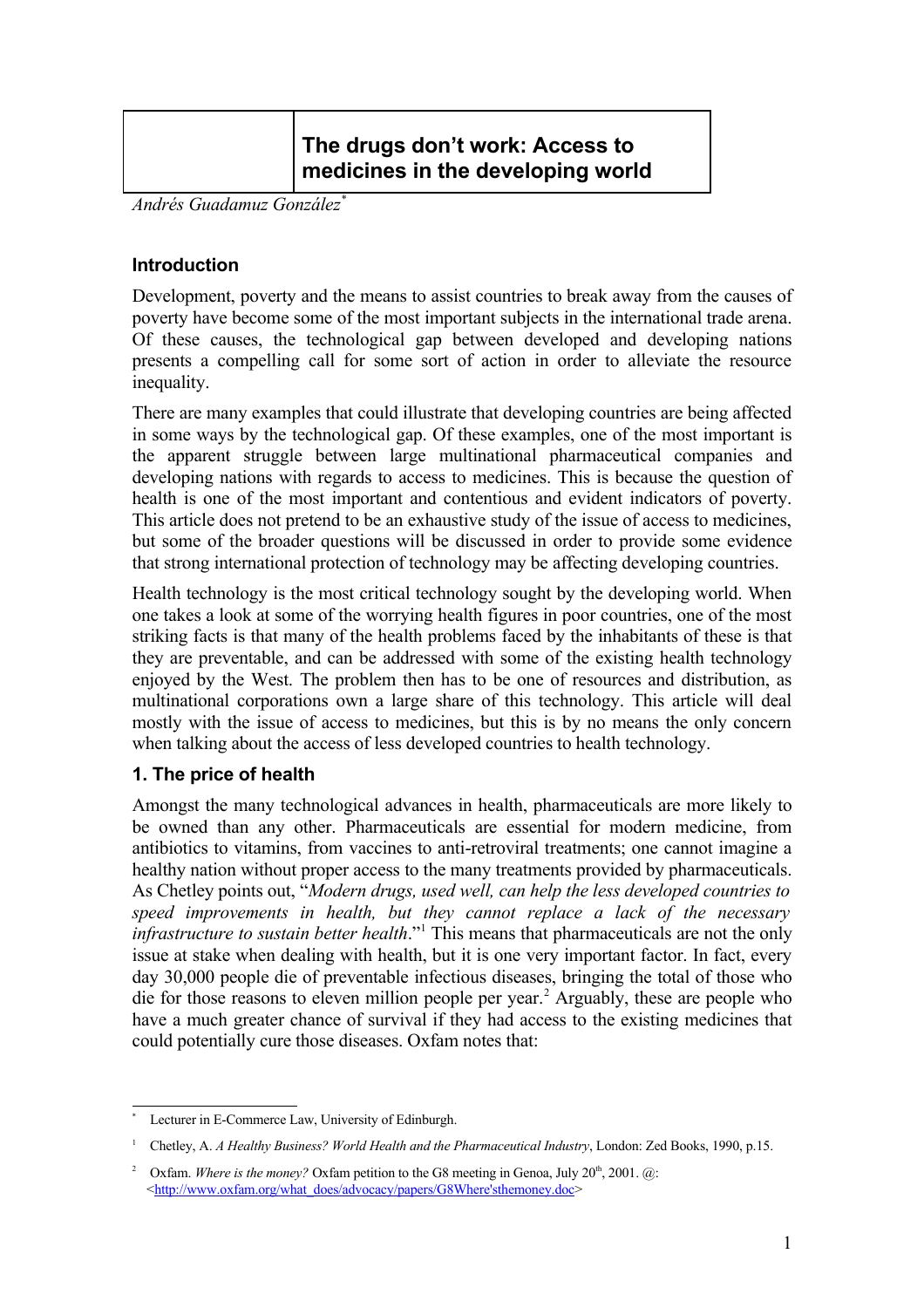# The drugs don't work: Access to medicines in the developing world

*Andrés Guadamuz González*[*]

## Introduction

Development, poverty and the means to assist countries to break away from the causes of poverty have become some of the most important subjects in the international trade arena. Of these causes, the technological gap between developed and developing nations presents a compelling call for some sort of action in order to alleviate the resource inequality.

There are many examples that could illustrate that developing countries are being affected in some ways by the technological gap. Of these examples, one of the most important is the apparent struggle between large multinational pharmaceutical companies and developing nations with regards to access to medicines. This is because the question of health is one of the most important and contentious and evident indicators of poverty. This article does not pretend to be an exhaustive study of the issue of access to medicines, but some of the broader questions will be discussed in order to provide some evidence that strong international protection of technology may be affecting developing countries.

Health technology is the most critical technology sought by the developing world. When one takes a look at some of the worrying health figures in poor countries, one of the most striking facts is that many of the health problems faced by the inhabitants of these is that they are preventable, and can be addressed with some of the existing health technology enjoyed by the West. The problem then has to be one of resources and distribution, as multinational corporations own a large share of this technology. This article will deal mostly with the issue of access to medicines, but this is by no means the only concern when talking about the access of less developed countries to health technology.

## 1. The price of health

Amongst the many technological advances in health, pharmaceuticals are more likely to be owned than any other. Pharmaceuticals are essential for modern medicine, from antibiotics to vitamins, from vaccines to anti-retroviral treatments; one cannot imagine a healthy nation without proper access to the many treatments provided by pharmaceuticals. As Chetley points out, "*Modern drugs, used well, can help the less developed countries to speed improvements in health, but they cannot replace a lack of the necessary infrastructure to sustain better health*."[1] This means that pharmaceuticals are not the only issue at stake when dealing with health, but it is one very important factor. In fact, every day 30,000 people die of preventable infectious diseases, bringing the total of those who die for those reasons to eleven million people per year.[2] Arguably, these are people who have a much greater chance of survival if they had access to the existing medicines that could potentially cure those diseases. Oxfam notes that:

---

[*] Lecturer in E-Commerce Law, University of Edinburgh.

[1] Chetley, A. *A Healthy Business? World Health and the Pharmaceutical Industry*, London: Zed Books, 1990, p.15.

[2] Oxfam. *Where is the money?* Oxfam petition to the G8 meeting in Genoa, July 20th, 2001. @: <http://www.oxfam.org/what_does/advocacy/papers/G8Where'sthemoney.doc>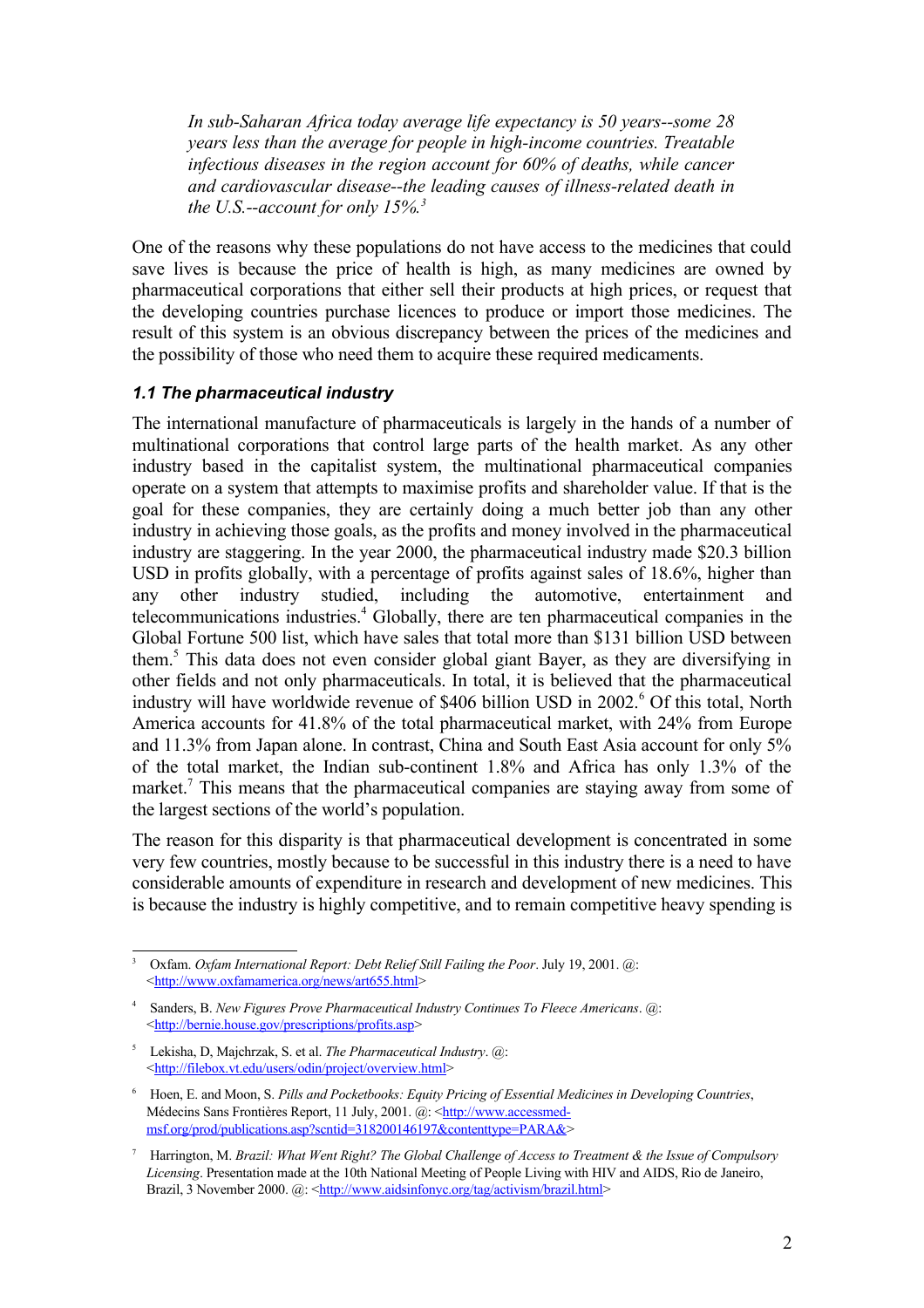> *In sub-Saharan Africa today average life expectancy is 50 years--some 28 years less than the average for people in high-income countries. Treatable infectious diseases in the region account for 60% of deaths, while cancer and cardiovascular disease--the leading causes of illness-related death in the U.S.--account for only 15%.*[3]

One of the reasons why these populations do not have access to the medicines that could save lives is because the price of health is high, as many medicines are owned by pharmaceutical corporations that either sell their products at high prices, or request that the developing countries purchase licences to produce or import those medicines. The result of this system is an obvious discrepancy between the prices of the medicines and the possibility of those who need them to acquire these required medicaments.

### *1.1 The pharmaceutical industry*

The international manufacture of pharmaceuticals is largely in the hands of a number of multinational corporations that control large parts of the health market. As any other industry based in the capitalist system, the multinational pharmaceutical companies operate on a system that attempts to maximise profits and shareholder value. If that is the goal for these companies, they are certainly doing a much better job than any other industry in achieving those goals, as the profits and money involved in the pharmaceutical industry are staggering. In the year 2000, the pharmaceutical industry made $20.3 billion USD in profits globally, with a percentage of profits against sales of 18.6%, higher than any other industry studied, including the automotive, entertainment and telecommunications industries.[4] Globally, there are ten pharmaceutical companies in the Global Fortune 500 list, which have sales that total more than $131 billion USD between them.[5] This data does not even consider global giant Bayer, as they are diversifying in other fields and not only pharmaceuticals. In total, it is believed that the pharmaceutical industry will have worldwide revenue of $406 billion USD in 2002.[6] Of this total, North America accounts for 41.8% of the total pharmaceutical market, with 24% from Europe and 11.3% from Japan alone. In contrast, China and South East Asia account for only 5% of the total market, the Indian sub-continent 1.8% and Africa has only 1.3% of the market.[7] This means that the pharmaceutical companies are staying away from some of the largest sections of the world's population.

The reason for this disparity is that pharmaceutical development is concentrated in some very few countries, mostly because to be successful in this industry there is a need to have considerable amounts of expenditure in research and development of new medicines. This is because the industry is highly competitive, and to remain competitive heavy spending is

---

[3] Oxfam. *Oxfam International Report: Debt Relief Still Failing the Poor*. July 19, 2001. @: <http://www.oxfamamerica.org/news/art655.html>

[4] Sanders, B. *New Figures Prove Pharmaceutical Industry Continues To Fleece Americans*. @: <http://bernie.house.gov/prescriptions/profits.asp>

[5] Lekisha, D, Majchrzak, S. et al. *The Pharmaceutical Industry*. @: <http://filebox.vt.edu/users/odin/project/overview.html>

[6] Hoen, E. and Moon, S. *Pills and Pocketbooks: Equity Pricing of Essential Medicines in Developing Countries*, Médecins Sans Frontières Report, 11 July, 2001. @: <http://www.accessmed-msf.org/prod/publications.asp?scntid=318200146197&contenttype=PARA&>

[7] Harrington, M. *Brazil: What Went Right? The Global Challenge of Access to Treatment & the Issue of Compulsory Licensing*. Presentation made at the 10th National Meeting of People Living with HIV and AIDS, Rio de Janeiro, Brazil, 3 November 2000. @: <http://www.aidsinfonyc.org/tag/activism/brazil.html>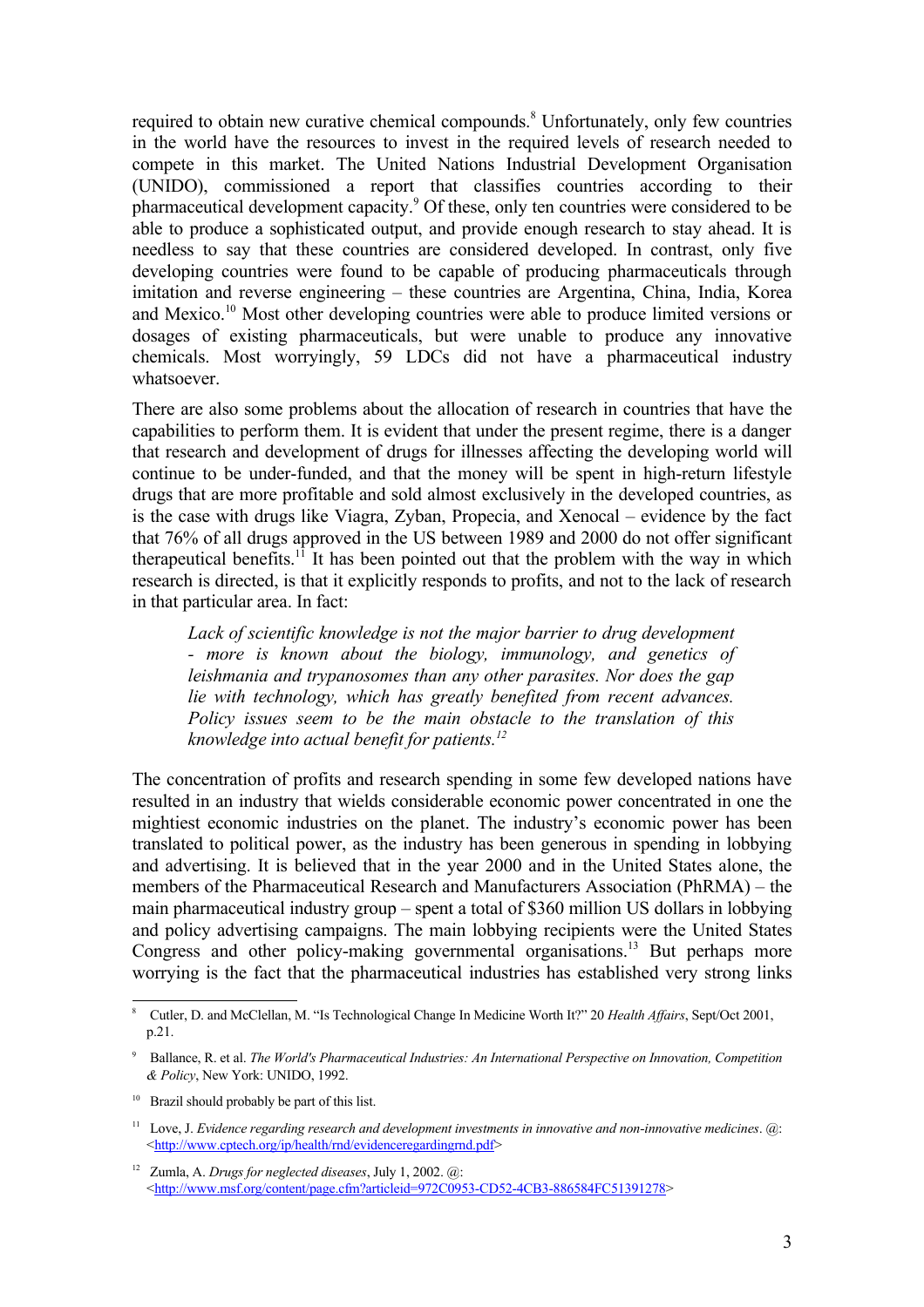required to obtain new curative chemical compounds.[8] Unfortunately, only few countries in the world have the resources to invest in the required levels of research needed to compete in this market. The United Nations Industrial Development Organisation (UNIDO), commissioned a report that classifies countries according to their pharmaceutical development capacity.[9] Of these, only ten countries were considered to be able to produce a sophisticated output, and provide enough research to stay ahead. It is needless to say that these countries are considered developed. In contrast, only five developing countries were found to be capable of producing pharmaceuticals through imitation and reverse engineering – these countries are Argentina, China, India, Korea and Mexico.[10] Most other developing countries were able to produce limited versions or dosages of existing pharmaceuticals, but were unable to produce any innovative chemicals. Most worryingly, 59 LDCs did not have a pharmaceutical industry whatsoever.

There are also some problems about the allocation of research in countries that have the capabilities to perform them. It is evident that under the present regime, there is a danger that research and development of drugs for illnesses affecting the developing world will continue to be under-funded, and that the money will be spent in high-return lifestyle drugs that are more profitable and sold almost exclusively in the developed countries, as is the case with drugs like Viagra, Zyban, Propecia, and Xenocal – evidence by the fact that 76% of all drugs approved in the US between 1989 and 2000 do not offer significant therapeutical benefits.[11] It has been pointed out that the problem with the way in which research is directed, is that it explicitly responds to profits, and not to the lack of research in that particular area. In fact:

> *Lack of scientific knowledge is not the major barrier to drug development - more is known about the biology, immunology, and genetics of leishmania and trypanosomes than any other parasites. Nor does the gap lie with technology, which has greatly benefited from recent advances. Policy issues seem to be the main obstacle to the translation of this knowledge into actual benefit for patients.*[12]

The concentration of profits and research spending in some few developed nations have resulted in an industry that wields considerable economic power concentrated in one the mightiest economic industries on the planet. The industry's economic power has been translated to political power, as the industry has been generous in spending in lobbying and advertising. It is believed that in the year 2000 and in the United States alone, the members of the Pharmaceutical Research and Manufacturers Association (PhRMA) – the main pharmaceutical industry group – spent a total of $360 million US dollars in lobbying and policy advertising campaigns. The main lobbying recipients were the United States Congress and other policy-making governmental organisations.[13] But perhaps more worrying is the fact that the pharmaceutical industries has established very strong links

---

[8] Cutler, D. and McClellan, M. "Is Technological Change In Medicine Worth It?" 20 *Health Affairs*, Sept/Oct 2001, p.21.

[9] Ballance, R. et al. *The World's Pharmaceutical Industries: An International Perspective on Innovation, Competition & Policy*, New York: UNIDO, 1992.

[10] Brazil should probably be part of this list.

[11] Love, J. *Evidence regarding research and development investments in innovative and non-innovative medicines*. @: <http://www.cptech.org/ip/health/rnd/evidenceregardingrnd.pdf>

[12] Zumla, A. *Drugs for neglected diseases*, July 1, 2002. @: <http://www.msf.org/content/page.cfm?articleid=972C0953-CD52-4CB3-886584FC51391278>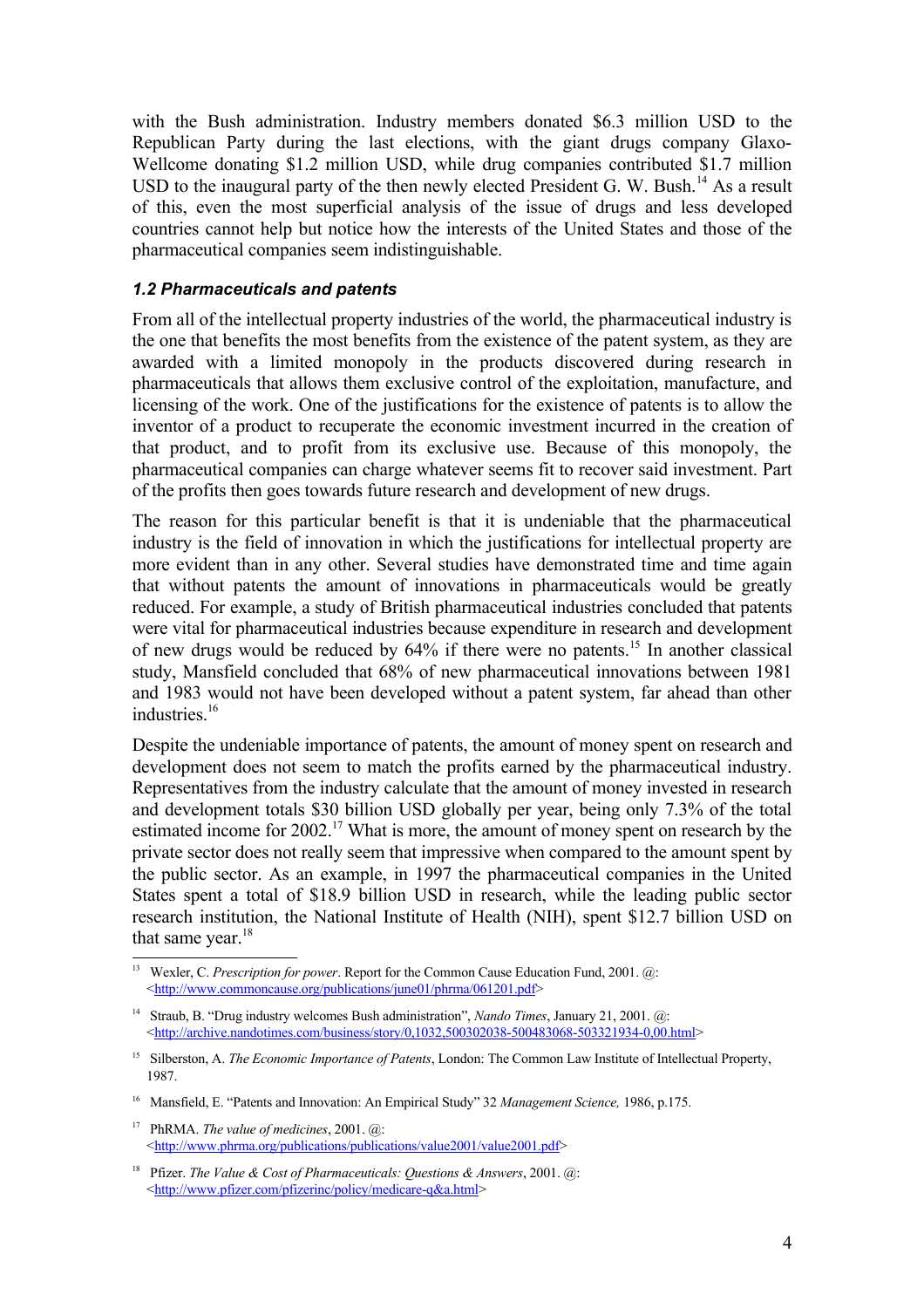with the Bush administration. Industry members donated $6.3 million USD to the Republican Party during the last elections, with the giant drugs company Glaxo-Wellcome donating $1.2 million USD, while drug companies contributed $1.7 million USD to the inaugural party of the then newly elected President G. W. Bush.[14] As a result of this, even the most superficial analysis of the issue of drugs and less developed countries cannot help but notice how the interests of the United States and those of the pharmaceutical companies seem indistinguishable.

### *1.2 Pharmaceuticals and patents*

From all of the intellectual property industries of the world, the pharmaceutical industry is the one that benefits the most benefits from the existence of the patent system, as they are awarded with a limited monopoly in the products discovered during research in pharmaceuticals that allows them exclusive control of the exploitation, manufacture, and licensing of the work. One of the justifications for the existence of patents is to allow the inventor of a product to recuperate the economic investment incurred in the creation of that product, and to profit from its exclusive use. Because of this monopoly, the pharmaceutical companies can charge whatever seems fit to recover said investment. Part of the profits then goes towards future research and development of new drugs.

The reason for this particular benefit is that it is undeniable that the pharmaceutical industry is the field of innovation in which the justifications for intellectual property are more evident than in any other. Several studies have demonstrated time and time again that without patents the amount of innovations in pharmaceuticals would be greatly reduced. For example, a study of British pharmaceutical industries concluded that patents were vital for pharmaceutical industries because expenditure in research and development of new drugs would be reduced by 64% if there were no patents.[15] In another classical study, Mansfield concluded that 68% of new pharmaceutical innovations between 1981 and 1983 would not have been developed without a patent system, far ahead than other industries.[16]

Despite the undeniable importance of patents, the amount of money spent on research and development does not seem to match the profits earned by the pharmaceutical industry. Representatives from the industry calculate that the amount of money invested in research and development totals $30 billion USD globally per year, being only 7.3% of the total estimated income for 2002.[17] What is more, the amount of money spent on research by the private sector does not really seem that impressive when compared to the amount spent by the public sector. As an example, in 1997 the pharmaceutical companies in the United States spent a total of $18.9 billion USD in research, while the leading public sector research institution, the National Institute of Health (NIH), spent $12.7 billion USD on that same year.[18]

---

[13] Wexler, C. *Prescription for power*. Report for the Common Cause Education Fund, 2001. @: <http://www.commoncause.org/publications/june01/phrma/061201.pdf>

[14] Straub, B. "Drug industry welcomes Bush administration", *Nando Times*, January 21, 2001. @: <http://archive.nandotimes.com/business/story/0,1032,500302038-500483068-503321934-0,00.html>

[15] Silberston, A. *The Economic Importance of Patents*, London: The Common Law Institute of Intellectual Property, 1987.

[16] Mansfield, E. "Patents and Innovation: An Empirical Study" 32 *Management Science,* 1986, p.175.

[17] PhRMA. *The value of medicines*, 2001. @: <http://www.phrma.org/publications/publications/value2001/value2001.pdf>

[18] Pfizer. *The Value & Cost of Pharmaceuticals: Questions & Answers*, 2001. @: <http://www.pfizer.com/pfizerinc/policy/medicare-q&a.html>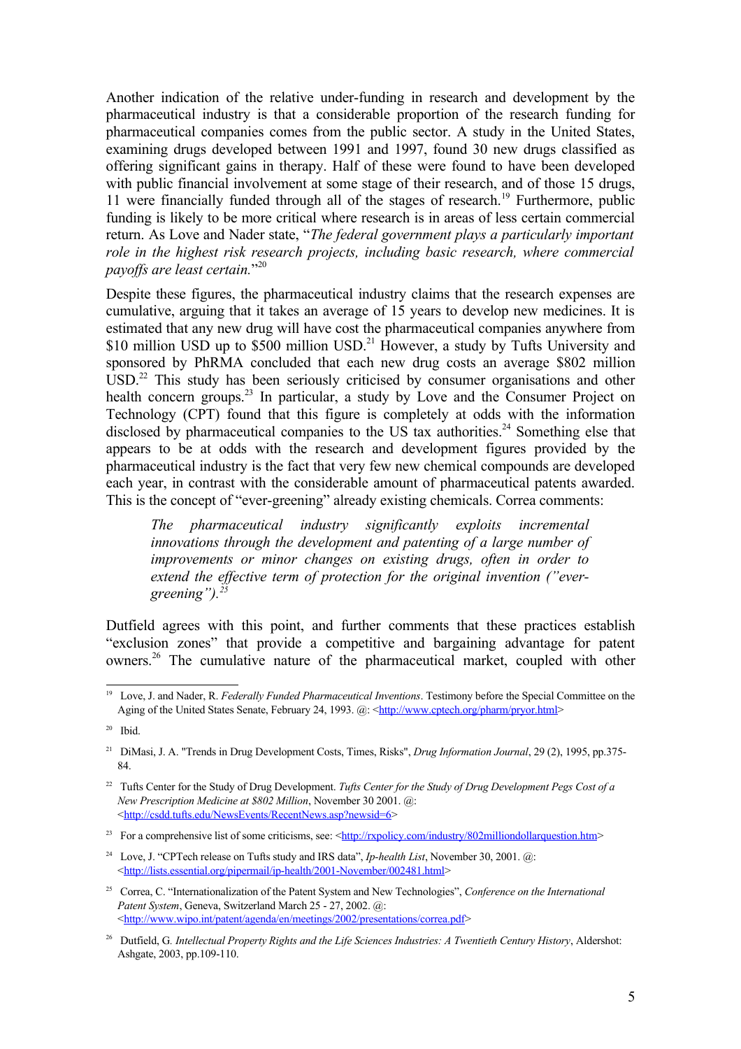Another indication of the relative under-funding in research and development by the pharmaceutical industry is that a considerable proportion of the research funding for pharmaceutical companies comes from the public sector. A study in the United States, examining drugs developed between 1991 and 1997, found 30 new drugs classified as offering significant gains in therapy. Half of these were found to have been developed with public financial involvement at some stage of their research, and of those 15 drugs, 11 were financially funded through all of the stages of research.[19] Furthermore, public funding is likely to be more critical where research is in areas of less certain commercial return. As Love and Nader state, "*The federal government plays a particularly important role in the highest risk research projects, including basic research, where commercial payoffs are least certain.*"[20]

Despite these figures, the pharmaceutical industry claims that the research expenses are cumulative, arguing that it takes an average of 15 years to develop new medicines. It is estimated that any new drug will have cost the pharmaceutical companies anywhere from $10 million USD up to $500 million USD.[21] However, a study by Tufts University and sponsored by PhRMA concluded that each new drug costs an average $802 million USD.[22] This study has been seriously criticised by consumer organisations and other health concern groups.[23] In particular, a study by Love and the Consumer Project on Technology (CPT) found that this figure is completely at odds with the information disclosed by pharmaceutical companies to the US tax authorities.[24] Something else that appears to be at odds with the research and development figures provided by the pharmaceutical industry is the fact that very few new chemical compounds are developed each year, in contrast with the considerable amount of pharmaceutical patents awarded. This is the concept of "ever-greening" already existing chemicals. Correa comments:

> *The pharmaceutical industry significantly exploits incremental innovations through the development and patenting of a large number of improvements or minor changes on existing drugs, often in order to extend the effective term of protection for the original invention ("ever-greening").*[25]

Dutfield agrees with this point, and further comments that these practices establish "exclusion zones" that provide a competitive and bargaining advantage for patent owners.[26] The cumulative nature of the pharmaceutical market, coupled with other

---

[19] Love, J. and Nader, R. *Federally Funded Pharmaceutical Inventions*. Testimony before the Special Committee on the Aging of the United States Senate, February 24, 1993. @: <http://www.cptech.org/pharm/pryor.html>

[20] Ibid.

[21] DiMasi, J. A. "Trends in Drug Development Costs, Times, Risks", *Drug Information Journal*, 29 (2), 1995, pp.375-84.

[22] Tufts Center for the Study of Drug Development. *Tufts Center for the Study of Drug Development Pegs Cost of a New Prescription Medicine at $802 Million*, November 30 2001. @: <http://csdd.tufts.edu/NewsEvents/RecentNews.asp?newsid=6>

[23] For a comprehensive list of some criticisms, see: <http://rxpolicy.com/industry/802milliondollarquestion.htm>

[24] Love, J. "CPTech release on Tufts study and IRS data", *Ip-health List*, November 30, 2001. @: <http://lists.essential.org/pipermail/ip-health/2001-November/002481.html>

[25] Correa, C. "Internationalization of the Patent System and New Technologies", *Conference on the International Patent System*, Geneva, Switzerland March 25 - 27, 2002. @: <http://www.wipo.int/patent/agenda/en/meetings/2002/presentations/correa.pdf>

[26] Dutfield, G. *Intellectual Property Rights and the Life Sciences Industries: A Twentieth Century History*, Aldershot: Ashgate, 2003, pp.109-110.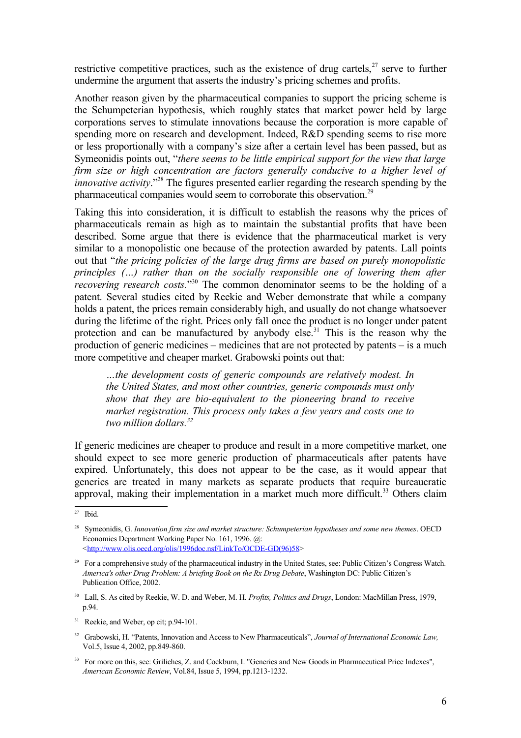restrictive competitive practices, such as the existence of drug cartels,[27] serve to further undermine the argument that asserts the industry's pricing schemes and profits.

Another reason given by the pharmaceutical companies to support the pricing scheme is the Schumpeterian hypothesis, which roughly states that market power held by large corporations serves to stimulate innovations because the corporation is more capable of spending more on research and development. Indeed, R&D spending seems to rise more or less proportionally with a company's size after a certain level has been passed, but as Symeonidis points out, "*there seems to be little empirical support for the view that large firm size or high concentration are factors generally conducive to a higher level of innovative activity*."[28] The figures presented earlier regarding the research spending by the pharmaceutical companies would seem to corroborate this observation.[29]

Taking this into consideration, it is difficult to establish the reasons why the prices of pharmaceuticals remain as high as to maintain the substantial profits that have been described. Some argue that there is evidence that the pharmaceutical market is very similar to a monopolistic one because of the protection awarded by patents. Lall points out that "*the pricing policies of the large drug firms are based on purely monopolistic principles (…) rather than on the socially responsible one of lowering them after recovering research costs.*"[30] The common denominator seems to be the holding of a patent. Several studies cited by Reekie and Weber demonstrate that while a company holds a patent, the prices remain considerably high, and usually do not change whatsoever during the lifetime of the right. Prices only fall once the product is no longer under patent protection and can be manufactured by anybody else.[31] This is the reason why the production of generic medicines – medicines that are not protected by patents – is a much more competitive and cheaper market. Grabowski points out that:

> *…the development costs of generic compounds are relatively modest. In the United States, and most other countries, generic compounds must only show that they are bio-equivalent to the pioneering brand to receive market registration. This process only takes a few years and costs one to two million dollars.*[32]

If generic medicines are cheaper to produce and result in a more competitive market, one should expect to see more generic production of pharmaceuticals after patents have expired. Unfortunately, this does not appear to be the case, as it would appear that generics are treated in many markets as separate products that require bureaucratic approval, making their implementation in a market much more difficult.[33] Others claim

---

[27] Ibid.

[28] Symeonidis, G. *Innovation firm size and market structure: Schumpeterian hypotheses and some new themes*. OECD Economics Department Working Paper No. 161, 1996. @: <http://www.olis.oecd.org/olis/1996doc.nsf/LinkTo/OCDE-GD(96)58>

[29] For a comprehensive study of the pharmaceutical industry in the United States, see: Public Citizen's Congress Watch. *America's other Drug Problem: A briefing Book on the Rx Drug Debate*, Washington DC: Public Citizen's Publication Office, 2002.

[30] Lall, S. As cited by Reekie, W. D. and Weber, M. H. *Profits, Politics and Drugs*, London: MacMillan Press, 1979, p.94.

[31] Reekie, and Weber, op cit; p.94-101.

[32] Grabowski, H. "Patents, Innovation and Access to New Pharmaceuticals", *Journal of International Economic Law,* Vol.5, Issue 4, 2002, pp.849-860.

[33] For more on this, see: Griliches, Z. and Cockburn, I. "Generics and New Goods in Pharmaceutical Price Indexes", *American Economic Review*, Vol.84, Issue 5, 1994, pp.1213-1232.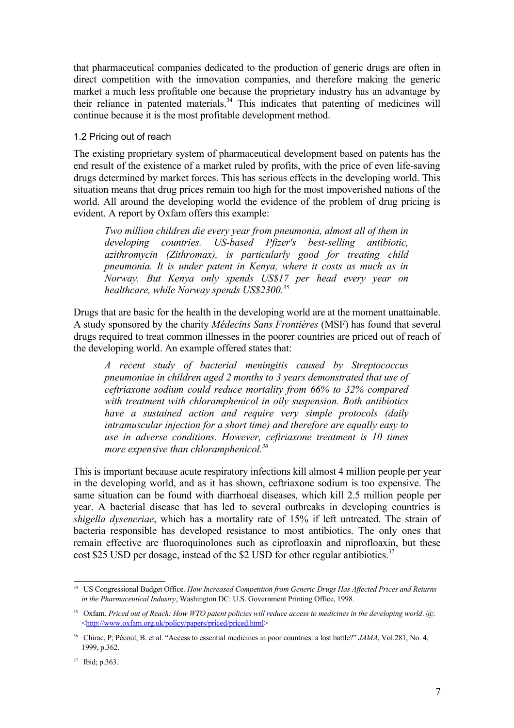that pharmaceutical companies dedicated to the production of generic drugs are often in direct competition with the innovation companies, and therefore making the generic market a much less profitable one because the proprietary industry has an advantage by their reliance in patented materials.[34] This indicates that patenting of medicines will continue because it is the most profitable development method.

### 1.2 Pricing out of reach

The existing proprietary system of pharmaceutical development based on patents has the end result of the existence of a market ruled by profits, with the price of even life-saving drugs determined by market forces. This has serious effects in the developing world. This situation means that drug prices remain too high for the most impoverished nations of the world. All around the developing world the evidence of the problem of drug pricing is evident. A report by Oxfam offers this example:

> *Two million children die every year from pneumonia, almost all of them in developing countries. US-based Pfizer's best-selling antibiotic, azithromycin (Zithromax), is particularly good for treating child pneumonia. It is under patent in Kenya, where it costs as much as in Norway. But Kenya only spends US$17 per head every year on healthcare, while Norway spends US$2300.*[35]

Drugs that are basic for the health in the developing world are at the moment unattainable. A study sponsored by the charity *Médecins Sans Frontières* (MSF) has found that several drugs required to treat common illnesses in the poorer countries are priced out of reach of the developing world. An example offered states that:

> *A recent study of bacterial meningitis caused by Streptococcus pneumoniae in children aged 2 months to 3 years demonstrated that use of ceftriaxone sodium could reduce mortality from 66% to 32% compared with treatment with chloramphenicol in oily suspension. Both antibiotics have a sustained action and require very simple protocols (daily intramuscular injection for a short time) and therefore are equally easy to use in adverse conditions. However, ceftriaxone treatment is 10 times more expensive than chloramphenicol.*[36]

This is important because acute respiratory infections kill almost 4 million people per year in the developing world, and as it has shown, ceftriaxone sodium is too expensive. The same situation can be found with diarrhoeal diseases, which kill 2.5 million people per year. A bacterial disease that has led to several outbreaks in developing countries is *shigella dyseneriae*, which has a mortality rate of 15% if left untreated. The strain of bacteria responsible has developed resistance to most antibiotics. The only ones that remain effective are fluoroquinolones such as ciprofloaxin and niprofloaxin, but these cost $25 USD per dosage, instead of the $2 USD for other regular antibiotics.[37]

---

[34] US Congressional Budget Office. *How Increased Competition from Generic Drugs Has Affected Prices and Returns in the Pharmaceutical Industry*, Washington DC: U.S. Government Printing Office, 1998.

[35] Oxfam. *Priced out of Reach: How WTO patent policies will reduce access to medicines in the developing world*. @: <http://www.oxfam.org.uk/policy/papers/priced/priced.html>

[36] Chirac, P; Pécoul, B. et al. "Access to essential medicines in poor countries: a lost battle?" *JAMA*, Vol.281, No. 4, 1999, p.362.

[37] Ibid; p.363.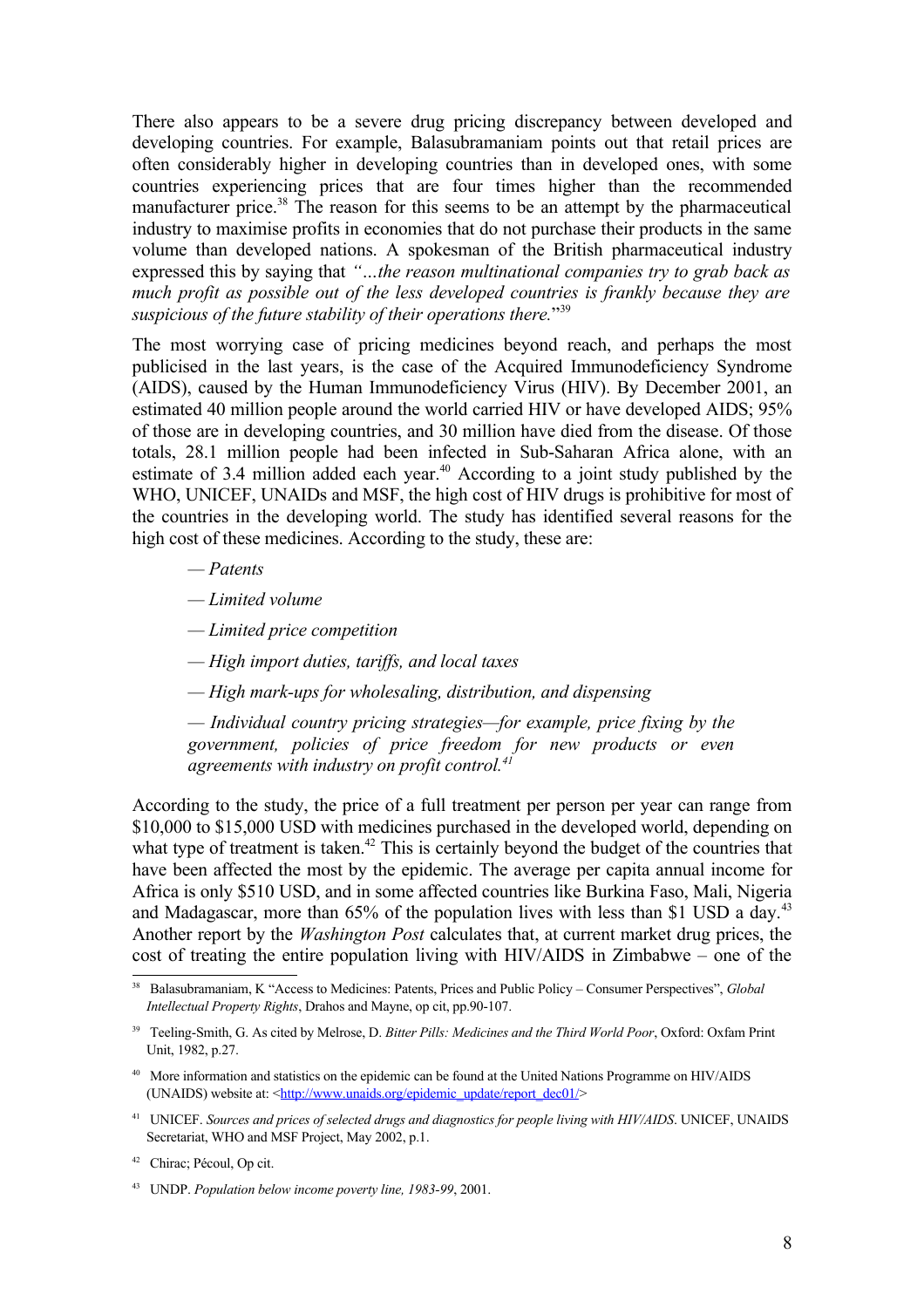There also appears to be a severe drug pricing discrepancy between developed and developing countries. For example, Balasubramaniam points out that retail prices are often considerably higher in developing countries than in developed ones, with some countries experiencing prices that are four times higher than the recommended manufacturer price.[38] The reason for this seems to be an attempt by the pharmaceutical industry to maximise profits in economies that do not purchase their products in the same volume than developed nations. A spokesman of the British pharmaceutical industry expressed this by saying that *"…the reason multinational companies try to grab back as much profit as possible out of the less developed countries is frankly because they are suspicious of the future stability of their operations there.*"[39]

The most worrying case of pricing medicines beyond reach, and perhaps the most publicised in the last years, is the case of the Acquired Immunodeficiency Syndrome (AIDS), caused by the Human Immunodeficiency Virus (HIV). By December 2001, an estimated 40 million people around the world carried HIV or have developed AIDS; 95% of those are in developing countries, and 30 million have died from the disease. Of those totals, 28.1 million people had been infected in Sub-Saharan Africa alone, with an estimate of 3.4 million added each year.[40] According to a joint study published by the WHO, UNICEF, UNAIDs and MSF, the high cost of HIV drugs is prohibitive for most of the countries in the developing world. The study has identified several reasons for the high cost of these medicines. According to the study, these are:

> — *Patents*
>
> — *Limited volume*
>
> — *Limited price competition*
>
> — *High import duties, tariffs, and local taxes*
>
> — *High mark-ups for wholesaling, distribution, and dispensing*
>
> — *Individual country pricing strategies—for example, price fixing by the government, policies of price freedom for new products or even agreements with industry on profit control.*[41]

According to the study, the price of a full treatment per person per year can range from \$10,000 to \$15,000 USD with medicines purchased in the developed world, depending on what type of treatment is taken.[42] This is certainly beyond the budget of the countries that have been affected the most by the epidemic. The average per capita annual income for Africa is only \$510 USD, and in some affected countries like Burkina Faso, Mali, Nigeria and Madagascar, more than 65% of the population lives with less than \$1 USD a day.[43] Another report by the *Washington Post* calculates that, at current market drug prices, the cost of treating the entire population living with HIV/AIDS in Zimbabwe – one of the

---

[38] Balasubramaniam, K "Access to Medicines: Patents, Prices and Public Policy – Consumer Perspectives", *Global Intellectual Property Rights*, Drahos and Mayne, op cit, pp.90-107.

[39] Teeling-Smith, G. As cited by Melrose, D. *Bitter Pills: Medicines and the Third World Poor*, Oxford: Oxfam Print Unit, 1982, p.27.

[40] More information and statistics on the epidemic can be found at the United Nations Programme on HIV/AIDS (UNAIDS) website at: <http://www.unaids.org/epidemic_update/report_dec01/>

[41] UNICEF. *Sources and prices of selected drugs and diagnostics for people living with HIV/AIDS*. UNICEF, UNAIDS Secretariat, WHO and MSF Project, May 2002, p.1.

[42] Chirac; Pécoul, Op cit.

[43] UNDP. *Population below income poverty line, 1983-99*, 2001.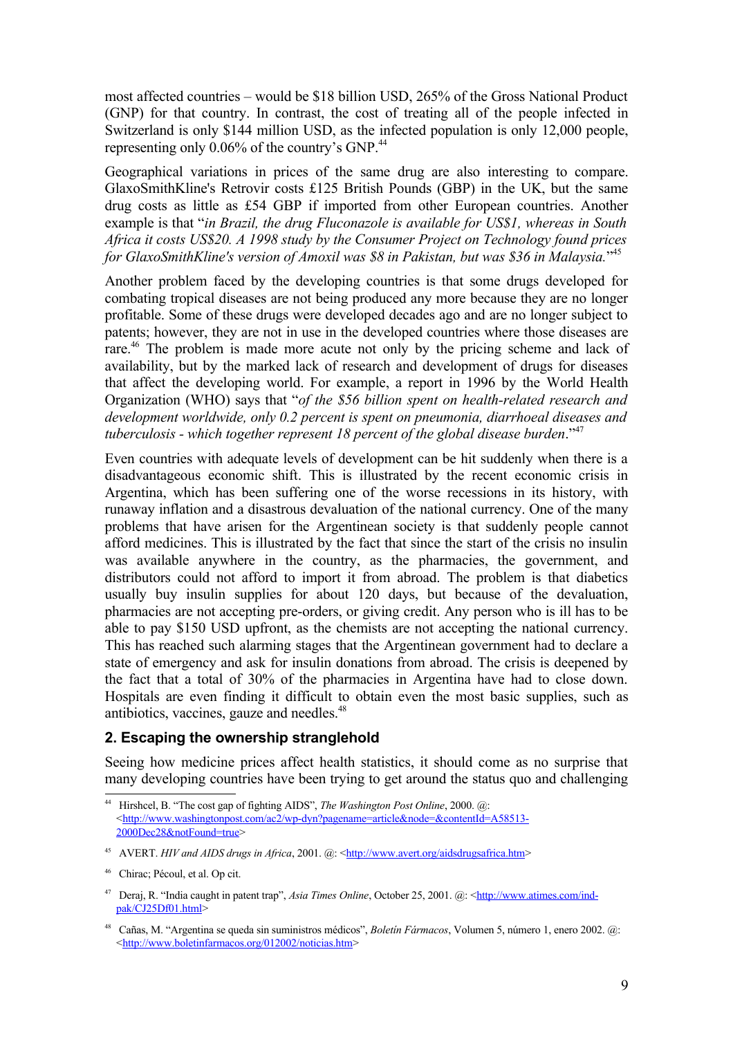most affected countries – would be $18 billion USD, 265% of the Gross National Product (GNP) for that country. In contrast, the cost of treating all of the people infected in Switzerland is only $144 million USD, as the infected population is only 12,000 people, representing only 0.06% of the country's GNP.[44]

Geographical variations in prices of the same drug are also interesting to compare. GlaxoSmithKline's Retrovir costs £125 British Pounds (GBP) in the UK, but the same drug costs as little as £54 GBP if imported from other European countries. Another example is that "*in Brazil, the drug Fluconazole is available for US$1, whereas in South Africa it costs US$20. A 1998 study by the Consumer Project on Technology found prices for GlaxoSmithKline's version of Amoxil was $8 in Pakistan, but was $36 in Malaysia.*"[45]

Another problem faced by the developing countries is that some drugs developed for combating tropical diseases are not being produced any more because they are no longer profitable. Some of these drugs were developed decades ago and are no longer subject to patents; however, they are not in use in the developed countries where those diseases are rare.[46] The problem is made more acute not only by the pricing scheme and lack of availability, but by the marked lack of research and development of drugs for diseases that affect the developing world. For example, a report in 1996 by the World Health Organization (WHO) says that "*of the $56 billion spent on health-related research and development worldwide, only 0.2 percent is spent on pneumonia, diarrhoeal diseases and tuberculosis - which together represent 18 percent of the global disease burden*."[47]

Even countries with adequate levels of development can be hit suddenly when there is a disadvantageous economic shift. This is illustrated by the recent economic crisis in Argentina, which has been suffering one of the worse recessions in its history, with runaway inflation and a disastrous devaluation of the national currency. One of the many problems that have arisen for the Argentinean society is that suddenly people cannot afford medicines. This is illustrated by the fact that since the start of the crisis no insulin was available anywhere in the country, as the pharmacies, the government, and distributors could not afford to import it from abroad. The problem is that diabetics usually buy insulin supplies for about 120 days, but because of the devaluation, pharmacies are not accepting pre-orders, or giving credit. Any person who is ill has to be able to pay $150 USD upfront, as the chemists are not accepting the national currency. This has reached such alarming stages that the Argentinean government had to declare a state of emergency and ask for insulin donations from abroad. The crisis is deepened by the fact that a total of 30% of the pharmacies in Argentina have had to close down. Hospitals are even finding it difficult to obtain even the most basic supplies, such as antibiotics, vaccines, gauze and needles.[48]

## 2. Escaping the ownership stranglehold

Seeing how medicine prices affect health statistics, it should come as no surprise that many developing countries have been trying to get around the status quo and challenging

---

[44] Hirshcel, B. "The cost gap of fighting AIDS", *The Washington Post Online*, 2000. @: <http://www.washingtonpost.com/ac2/wp-dyn?pagename=article&node=&contentId=A58513-2000Dec28&notFound=true>

[45] AVERT. *HIV and AIDS drugs in Africa*, 2001. @: <http://www.avert.org/aidsdrugsafrica.htm>

[46] Chirac; Pécoul, et al. Op cit.

[47] Deraj, R. "India caught in patent trap", *Asia Times Online*, October 25, 2001. @: <http://www.atimes.com/ind-pak/CJ25Df01.html>

[48] Cañas, M. "Argentina se queda sin suministros médicos", *Boletín Fármacos*, Volumen 5, número 1, enero 2002. @: <http://www.boletinfarmacos.org/012002/noticias.htm>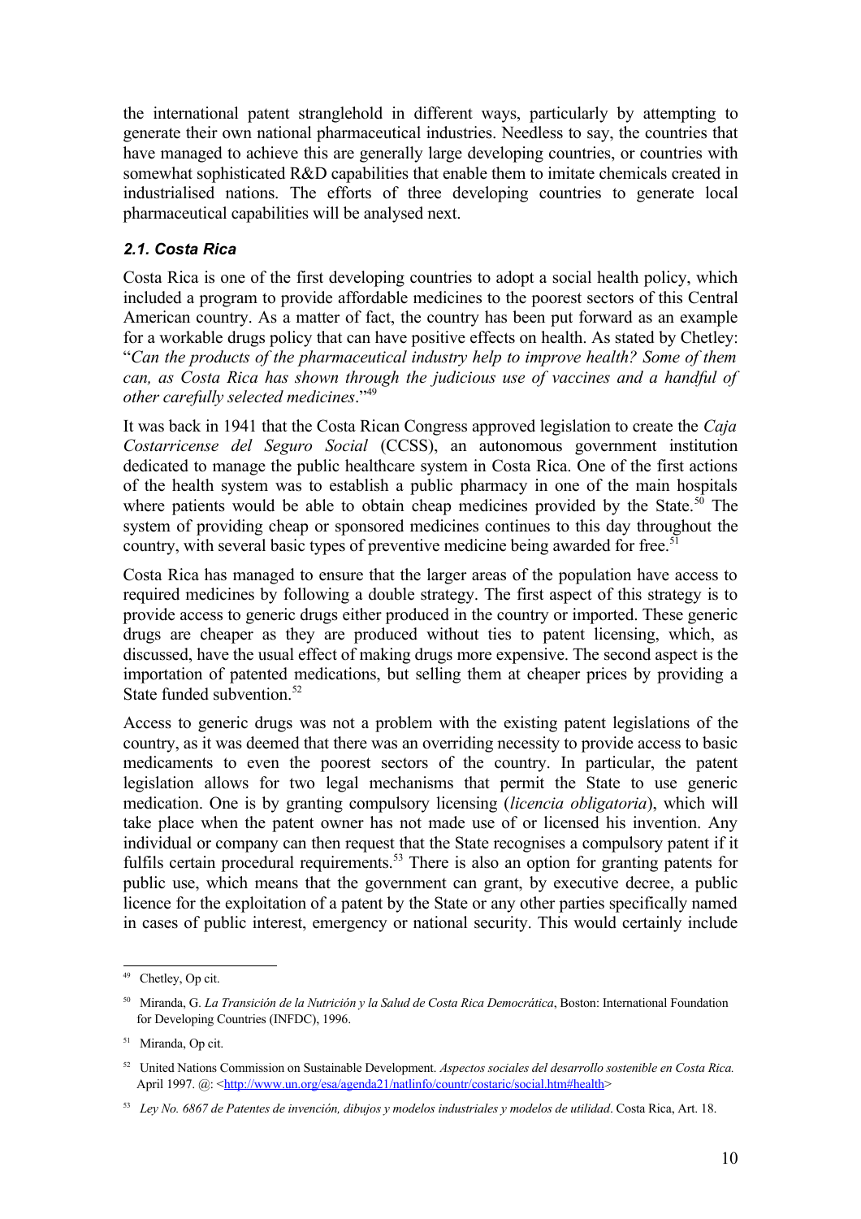the international patent stranglehold in different ways, particularly by attempting to generate their own national pharmaceutical industries. Needless to say, the countries that have managed to achieve this are generally large developing countries, or countries with somewhat sophisticated R&D capabilities that enable them to imitate chemicals created in industrialised nations. The efforts of three developing countries to generate local pharmaceutical capabilities will be analysed next.

### *2.1. Costa Rica*

Costa Rica is one of the first developing countries to adopt a social health policy, which included a program to provide affordable medicines to the poorest sectors of this Central American country. As a matter of fact, the country has been put forward as an example for a workable drugs policy that can have positive effects on health. As stated by Chetley: "*Can the products of the pharmaceutical industry help to improve health? Some of them can, as Costa Rica has shown through the judicious use of vaccines and a handful of other carefully selected medicines*."[49]

It was back in 1941 that the Costa Rican Congress approved legislation to create the *Caja Costarricense del Seguro Social* (CCSS), an autonomous government institution dedicated to manage the public healthcare system in Costa Rica. One of the first actions of the health system was to establish a public pharmacy in one of the main hospitals where patients would be able to obtain cheap medicines provided by the State.[50] The system of providing cheap or sponsored medicines continues to this day throughout the country, with several basic types of preventive medicine being awarded for free.[51]

Costa Rica has managed to ensure that the larger areas of the population have access to required medicines by following a double strategy. The first aspect of this strategy is to provide access to generic drugs either produced in the country or imported. These generic drugs are cheaper as they are produced without ties to patent licensing, which, as discussed, have the usual effect of making drugs more expensive. The second aspect is the importation of patented medications, but selling them at cheaper prices by providing a State funded subvention.[52]

Access to generic drugs was not a problem with the existing patent legislations of the country, as it was deemed that there was an overriding necessity to provide access to basic medicaments to even the poorest sectors of the country. In particular, the patent legislation allows for two legal mechanisms that permit the State to use generic medication. One is by granting compulsory licensing (*licencia obligatoria*), which will take place when the patent owner has not made use of or licensed his invention. Any individual or company can then request that the State recognises a compulsory patent if it fulfils certain procedural requirements.[53] There is also an option for granting patents for public use, which means that the government can grant, by executive decree, a public licence for the exploitation of a patent by the State or any other parties specifically named in cases of public interest, emergency or national security. This would certainly include

---

[49] Chetley, Op cit.

[50] Miranda, G. *La Transición de la Nutrición y la Salud de Costa Rica Democrática*, Boston: International Foundation for Developing Countries (INFDC), 1996.

[51] Miranda, Op cit.

[52] United Nations Commission on Sustainable Development. *Aspectos sociales del desarrollo sostenible en Costa Rica.* April 1997. @: <http://www.un.org/esa/agenda21/natlinfo/countr/costaric/social.htm#health>

[53] *Ley No. 6867 de Patentes de invención, dibujos y modelos industriales y modelos de utilidad*. Costa Rica, Art. 18.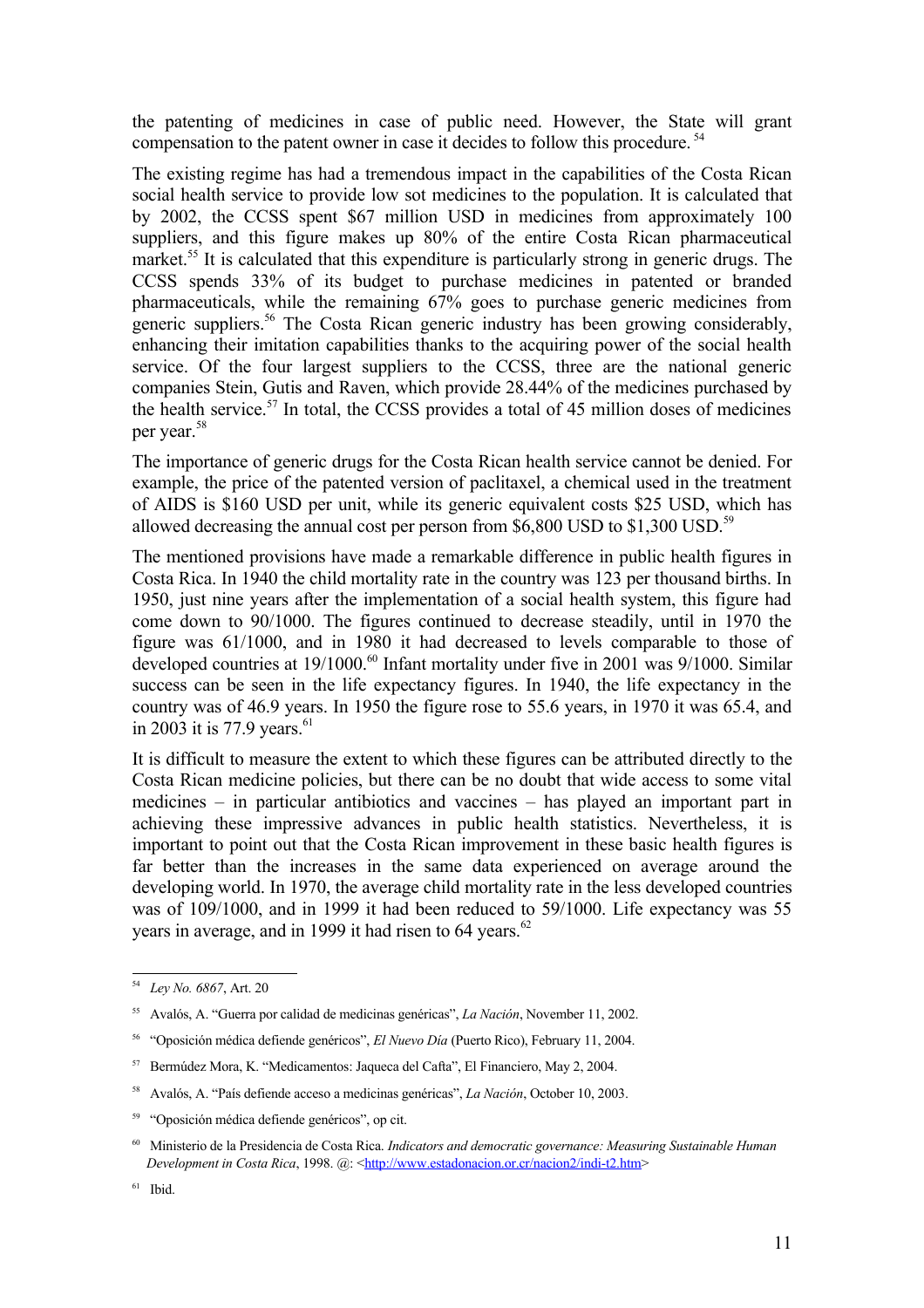the patenting of medicines in case of public need. However, the State will grant compensation to the patent owner in case it decides to follow this procedure. [54]

The existing regime has had a tremendous impact in the capabilities of the Costa Rican social health service to provide low sot medicines to the population. It is calculated that by 2002, the CCSS spent $67 million USD in medicines from approximately 100 suppliers, and this figure makes up 80% of the entire Costa Rican pharmaceutical market.[55] It is calculated that this expenditure is particularly strong in generic drugs. The CCSS spends 33% of its budget to purchase medicines in patented or branded pharmaceuticals, while the remaining 67% goes to purchase generic medicines from generic suppliers.[56] The Costa Rican generic industry has been growing considerably, enhancing their imitation capabilities thanks to the acquiring power of the social health service. Of the four largest suppliers to the CCSS, three are the national generic companies Stein, Gutis and Raven, which provide 28.44% of the medicines purchased by the health service.[57] In total, the CCSS provides a total of 45 million doses of medicines per year.[58]

The importance of generic drugs for the Costa Rican health service cannot be denied. For example, the price of the patented version of paclitaxel, a chemical used in the treatment of AIDS is $160 USD per unit, while its generic equivalent costs $25 USD, which has allowed decreasing the annual cost per person from $6,800 USD to $1,300 USD.[59]

The mentioned provisions have made a remarkable difference in public health figures in Costa Rica. In 1940 the child mortality rate in the country was 123 per thousand births. In 1950, just nine years after the implementation of a social health system, this figure had come down to 90/1000. The figures continued to decrease steadily, until in 1970 the figure was 61/1000, and in 1980 it had decreased to levels comparable to those of developed countries at 19/1000.[60] Infant mortality under five in 2001 was 9/1000. Similar success can be seen in the life expectancy figures. In 1940, the life expectancy in the country was of 46.9 years. In 1950 the figure rose to 55.6 years, in 1970 it was 65.4, and in 2003 it is 77.9 years.[61]

It is difficult to measure the extent to which these figures can be attributed directly to the Costa Rican medicine policies, but there can be no doubt that wide access to some vital medicines – in particular antibiotics and vaccines – has played an important part in achieving these impressive advances in public health statistics. Nevertheless, it is important to point out that the Costa Rican improvement in these basic health figures is far better than the increases in the same data experienced on average around the developing world. In 1970, the average child mortality rate in the less developed countries was of 109/1000, and in 1999 it had been reduced to 59/1000. Life expectancy was 55 years in average, and in 1999 it had risen to 64 years.[62]

---

[54] *Ley No. 6867*, Art. 20

[55] Avalós, A. "Guerra por calidad de medicinas genéricas", *La Nación*, November 11, 2002.

[56] "Oposición médica defiende genéricos", *El Nuevo Día* (Puerto Rico), February 11, 2004.

[57] Bermúdez Mora, K. "Medicamentos: Jaqueca del Cafta", El Financiero, May 2, 2004.

[58] Avalós, A. "País defiende acceso a medicinas genéricas", *La Nación*, October 10, 2003.

[59] "Oposición médica defiende genéricos", op cit.

[60] Ministerio de la Presidencia de Costa Rica. *Indicators and democratic governance: Measuring Sustainable Human Development in Costa Rica*, 1998. @: <http://www.estadonacion.or.cr/nacion2/indi-t2.htm>

[61] Ibid.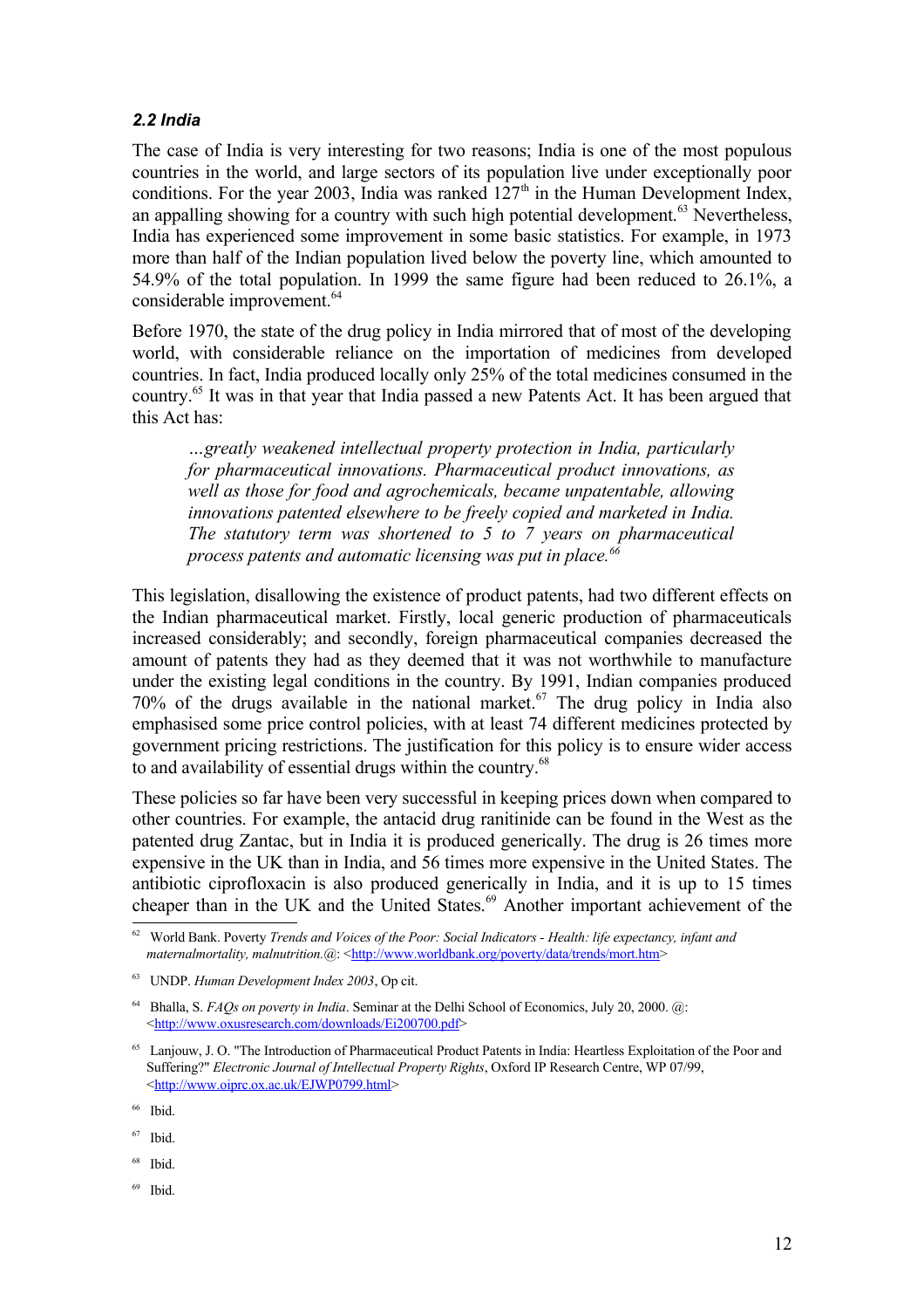### *2.2 India*

The case of India is very interesting for two reasons; India is one of the most populous countries in the world, and large sectors of its population live under exceptionally poor conditions. For the year 2003, India was ranked 127th in the Human Development Index, an appalling showing for a country with such high potential development.[63] Nevertheless, India has experienced some improvement in some basic statistics. For example, in 1973 more than half of the Indian population lived below the poverty line, which amounted to 54.9% of the total population. In 1999 the same figure had been reduced to 26.1%, a considerable improvement.[64]

Before 1970, the state of the drug policy in India mirrored that of most of the developing world, with considerable reliance on the importation of medicines from developed countries. In fact, India produced locally only 25% of the total medicines consumed in the country.[65] It was in that year that India passed a new Patents Act. It has been argued that this Act has:

> *…greatly weakened intellectual property protection in India, particularly for pharmaceutical innovations. Pharmaceutical product innovations, as well as those for food and agrochemicals, became unpatentable, allowing innovations patented elsewhere to be freely copied and marketed in India. The statutory term was shortened to 5 to 7 years on pharmaceutical process patents and automatic licensing was put in place.*[66]

This legislation, disallowing the existence of product patents, had two different effects on the Indian pharmaceutical market. Firstly, local generic production of pharmaceuticals increased considerably; and secondly, foreign pharmaceutical companies decreased the amount of patents they had as they deemed that it was not worthwhile to manufacture under the existing legal conditions in the country. By 1991, Indian companies produced 70% of the drugs available in the national market.[67] The drug policy in India also emphasised some price control policies, with at least 74 different medicines protected by government pricing restrictions. The justification for this policy is to ensure wider access to and availability of essential drugs within the country.[68]

These policies so far have been very successful in keeping prices down when compared to other countries. For example, the antacid drug ranitinide can be found in the West as the patented drug Zantac, but in India it is produced generically. The drug is 26 times more expensive in the UK than in India, and 56 times more expensive in the United States. The antibiotic ciprofloxacin is also produced generically in India, and it is up to 15 times cheaper than in the UK and the United States.[69] Another important achievement of the

---

[62] World Bank. Poverty *Trends and Voices of the Poor: Social Indicators - Health: life expectancy, infant and maternalmortality, malnutrition*.@: <http://www.worldbank.org/poverty/data/trends/mort.htm>

[63] UNDP. *Human Development Index 2003*, Op cit.

[64] Bhalla, S. *FAQs on poverty in India*. Seminar at the Delhi School of Economics, July 20, 2000. @: <http://www.oxusresearch.com/downloads/Ei200700.pdf>

[65] Lanjouw, J. O. "The Introduction of Pharmaceutical Product Patents in India: Heartless Exploitation of the Poor and Suffering?" *Electronic Journal of Intellectual Property Rights*, Oxford IP Research Centre, WP 07/99, <http://www.oiprc.ox.ac.uk/EJWP0799.html>

[66] Ibid.

[67] Ibid.

[68] Ibid.

[69] Ibid.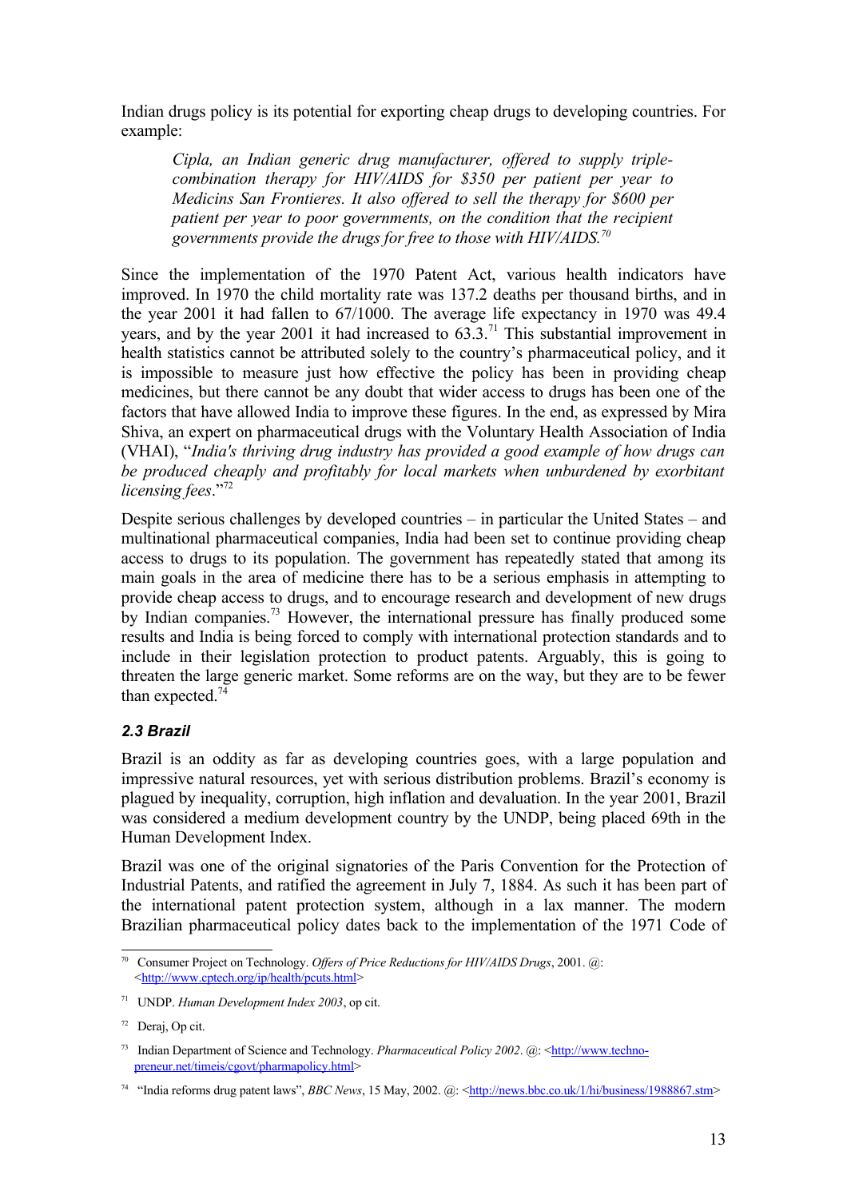Indian drugs policy is its potential for exporting cheap drugs to developing countries. For example:

> *Cipla, an Indian generic drug manufacturer, offered to supply triple-combination therapy for HIV/AIDS for $350 per patient per year to Medicins San Frontieres. It also offered to sell the therapy for $600 per patient per year to poor governments, on the condition that the recipient governments provide the drugs for free to those with HIV/AIDS.*[70]

Since the implementation of the 1970 Patent Act, various health indicators have improved. In 1970 the child mortality rate was 137.2 deaths per thousand births, and in the year 2001 it had fallen to 67/1000. The average life expectancy in 1970 was 49.4 years, and by the year 2001 it had increased to 63.3.[71] This substantial improvement in health statistics cannot be attributed solely to the country's pharmaceutical policy, and it is impossible to measure just how effective the policy has been in providing cheap medicines, but there cannot be any doubt that wider access to drugs has been one of the factors that have allowed India to improve these figures. In the end, as expressed by Mira Shiva, an expert on pharmaceutical drugs with the Voluntary Health Association of India (VHAI), "*India's thriving drug industry has provided a good example of how drugs can be produced cheaply and profitably for local markets when unburdened by exorbitant licensing fees*."[72]

Despite serious challenges by developed countries – in particular the United States – and multinational pharmaceutical companies, India had been set to continue providing cheap access to drugs to its population. The government has repeatedly stated that among its main goals in the area of medicine there has to be a serious emphasis in attempting to provide cheap access to drugs, and to encourage research and development of new drugs by Indian companies.[73] However, the international pressure has finally produced some results and India is being forced to comply with international protection standards and to include in their legislation protection to product patents. Arguably, this is going to threaten the large generic market. Some reforms are on the way, but they are to be fewer than expected.[74]

### 2.3 Brazil

Brazil is an oddity as far as developing countries goes, with a large population and impressive natural resources, yet with serious distribution problems. Brazil's economy is plagued by inequality, corruption, high inflation and devaluation. In the year 2001, Brazil was considered a medium development country by the UNDP, being placed 69th in the Human Development Index.

Brazil was one of the original signatories of the Paris Convention for the Protection of Industrial Patents, and ratified the agreement in July 7, 1884. As such it has been part of the international patent protection system, although in a lax manner. The modern Brazilian pharmaceutical policy dates back to the implementation of the 1971 Code of

---

[70] Consumer Project on Technology. *Offers of Price Reductions for HIV/AIDS Drugs*, 2001. @: <http://www.cptech.org/ip/health/pcuts.html>

[71] UNDP. *Human Development Index 2003*, op cit.

[72] Deraj, Op cit.

[73] Indian Department of Science and Technology. *Pharmaceutical Policy 2002*. @: <http://www.techno-preneur.net/timeis/cgovt/pharmapolicy.html>

[74] "India reforms drug patent laws", *BBC News*, 15 May, 2002. @: <http://news.bbc.co.uk/1/hi/business/1988867.stm>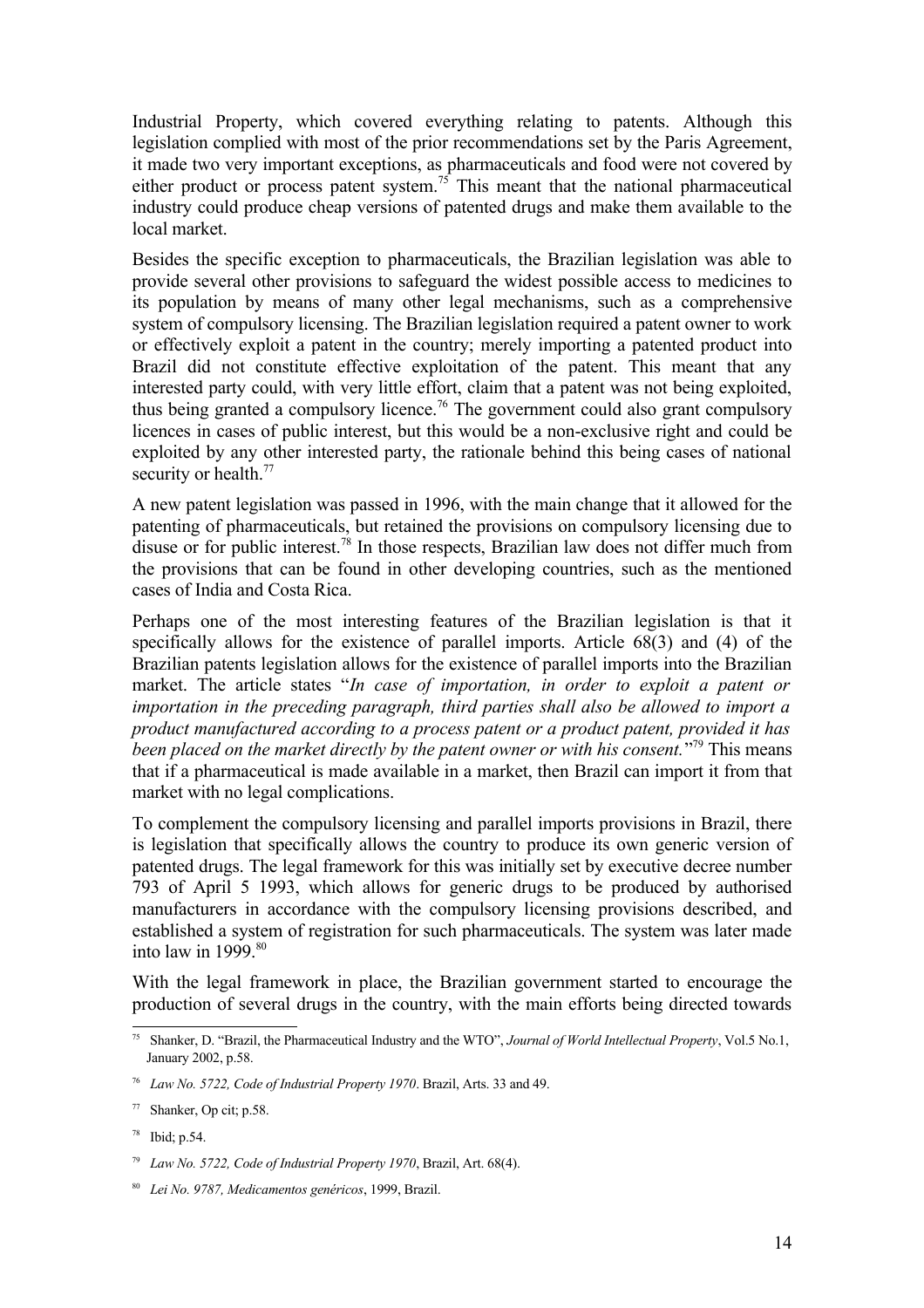Industrial Property, which covered everything relating to patents. Although this legislation complied with most of the prior recommendations set by the Paris Agreement, it made two very important exceptions, as pharmaceuticals and food were not covered by either product or process patent system.[75] This meant that the national pharmaceutical industry could produce cheap versions of patented drugs and make them available to the local market.

Besides the specific exception to pharmaceuticals, the Brazilian legislation was able to provide several other provisions to safeguard the widest possible access to medicines to its population by means of many other legal mechanisms, such as a comprehensive system of compulsory licensing. The Brazilian legislation required a patent owner to work or effectively exploit a patent in the country; merely importing a patented product into Brazil did not constitute effective exploitation of the patent. This meant that any interested party could, with very little effort, claim that a patent was not being exploited, thus being granted a compulsory licence.[76] The government could also grant compulsory licences in cases of public interest, but this would be a non-exclusive right and could be exploited by any other interested party, the rationale behind this being cases of national security or health.[77]

A new patent legislation was passed in 1996, with the main change that it allowed for the patenting of pharmaceuticals, but retained the provisions on compulsory licensing due to disuse or for public interest.[78] In those respects, Brazilian law does not differ much from the provisions that can be found in other developing countries, such as the mentioned cases of India and Costa Rica.

Perhaps one of the most interesting features of the Brazilian legislation is that it specifically allows for the existence of parallel imports. Article 68(3) and (4) of the Brazilian patents legislation allows for the existence of parallel imports into the Brazilian market. The article states "*In case of importation, in order to exploit a patent or importation in the preceding paragraph, third parties shall also be allowed to import a product manufactured according to a process patent or a product patent, provided it has been placed on the market directly by the patent owner or with his consent.*"[79] This means that if a pharmaceutical is made available in a market, then Brazil can import it from that market with no legal complications.

To complement the compulsory licensing and parallel imports provisions in Brazil, there is legislation that specifically allows the country to produce its own generic version of patented drugs. The legal framework for this was initially set by executive decree number 793 of April 5 1993, which allows for generic drugs to be produced by authorised manufacturers in accordance with the compulsory licensing provisions described, and established a system of registration for such pharmaceuticals. The system was later made into law in 1999.[80]

With the legal framework in place, the Brazilian government started to encourage the production of several drugs in the country, with the main efforts being directed towards

---

[75] Shanker, D. "Brazil, the Pharmaceutical Industry and the WTO", *Journal of World Intellectual Property*, Vol.5 No.1, January 2002, p.58.

[76] *Law No. 5722, Code of Industrial Property 1970*. Brazil, Arts. 33 and 49.

[77] Shanker, Op cit; p.58.

[78] Ibid; p.54.

[79] *Law No. 5722, Code of Industrial Property 1970*, Brazil, Art. 68(4).

[80] *Lei No. 9787, Medicamentos genéricos*, 1999, Brazil.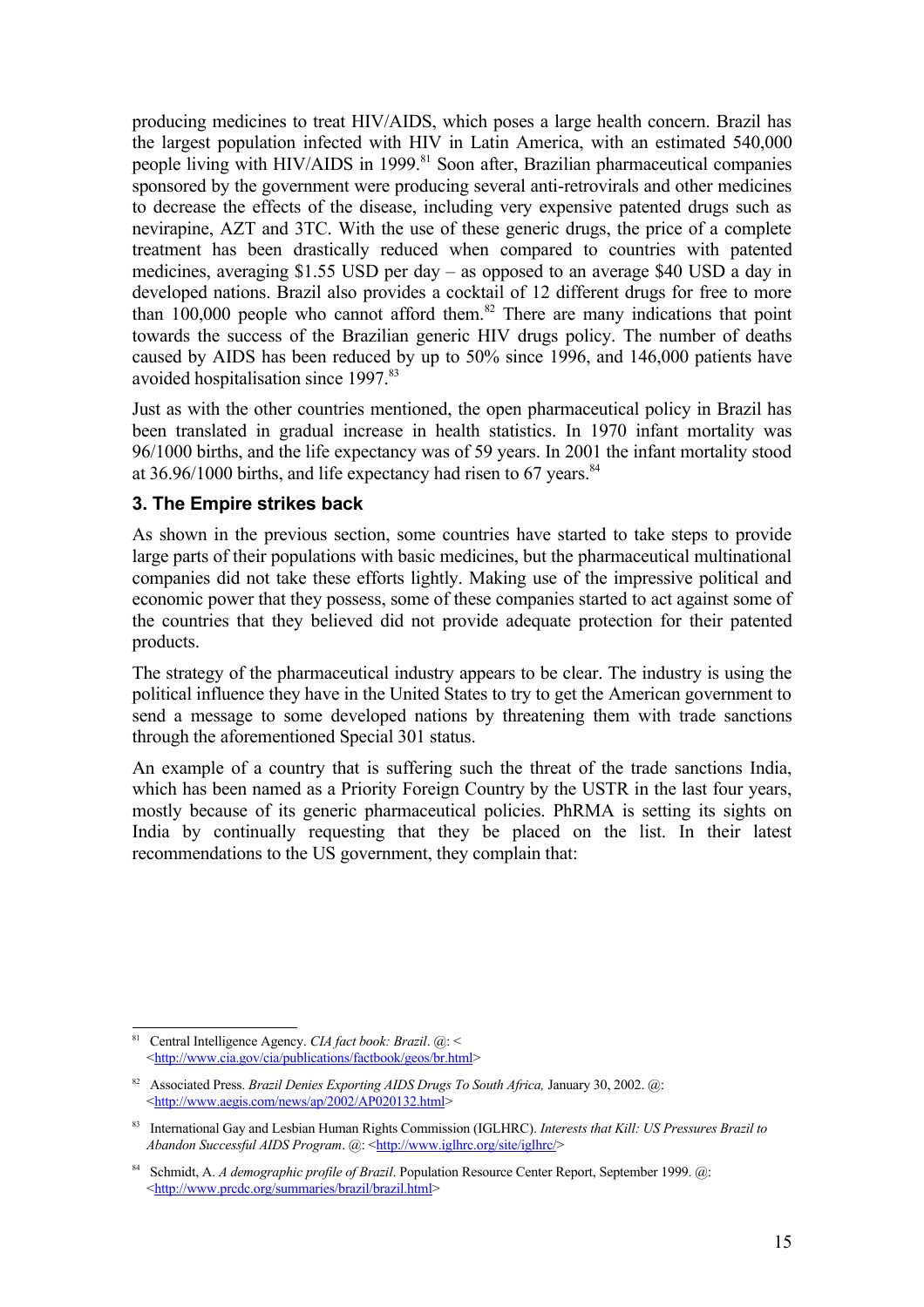producing medicines to treat HIV/AIDS, which poses a large health concern. Brazil has the largest population infected with HIV in Latin America, with an estimated 540,000 people living with HIV/AIDS in 1999.[81] Soon after, Brazilian pharmaceutical companies sponsored by the government were producing several anti-retrovirals and other medicines to decrease the effects of the disease, including very expensive patented drugs such as nevirapine, AZT and 3TC. With the use of these generic drugs, the price of a complete treatment has been drastically reduced when compared to countries with patented medicines, averaging $1.55 USD per day – as opposed to an average $40 USD a day in developed nations. Brazil also provides a cocktail of 12 different drugs for free to more than 100,000 people who cannot afford them.[82] There are many indications that point towards the success of the Brazilian generic HIV drugs policy. The number of deaths caused by AIDS has been reduced by up to 50% since 1996, and 146,000 patients have avoided hospitalisation since 1997.[83]

Just as with the other countries mentioned, the open pharmaceutical policy in Brazil has been translated in gradual increase in health statistics. In 1970 infant mortality was 96/1000 births, and the life expectancy was of 59 years. In 2001 the infant mortality stood at 36.96/1000 births, and life expectancy had risen to 67 years.[84]

### 3. The Empire strikes back

As shown in the previous section, some countries have started to take steps to provide large parts of their populations with basic medicines, but the pharmaceutical multinational companies did not take these efforts lightly. Making use of the impressive political and economic power that they possess, some of these companies started to act against some of the countries that they believed did not provide adequate protection for their patented products.

The strategy of the pharmaceutical industry appears to be clear. The industry is using the political influence they have in the United States to try to get the American government to send a message to some developed nations by threatening them with trade sanctions through the aforementioned Special 301 status.

An example of a country that is suffering such the threat of the trade sanctions India, which has been named as a Priority Foreign Country by the USTR in the last four years, mostly because of its generic pharmaceutical policies. PhRMA is setting its sights on India by continually requesting that they be placed on the list. In their latest recommendations to the US government, they complain that:

---

[81] Central Intelligence Agency. *CIA fact book: Brazil*. @: < <http://www.cia.gov/cia/publications/factbook/geos/br.html>

[82] Associated Press. *Brazil Denies Exporting AIDS Drugs To South Africa,* January 30, 2002. @: <http://www.aegis.com/news/ap/2002/AP020132.html>

[83] International Gay and Lesbian Human Rights Commission (IGLHRC). *Interests that Kill: US Pressures Brazil to Abandon Successful AIDS Program*. @: <http://www.iglhrc.org/site/iglhrc/>

[84] Schmidt, A. *A demographic profile of Brazil*. Population Resource Center Report, September 1999. @: <http://www.prcdc.org/summaries/brazil/brazil.html>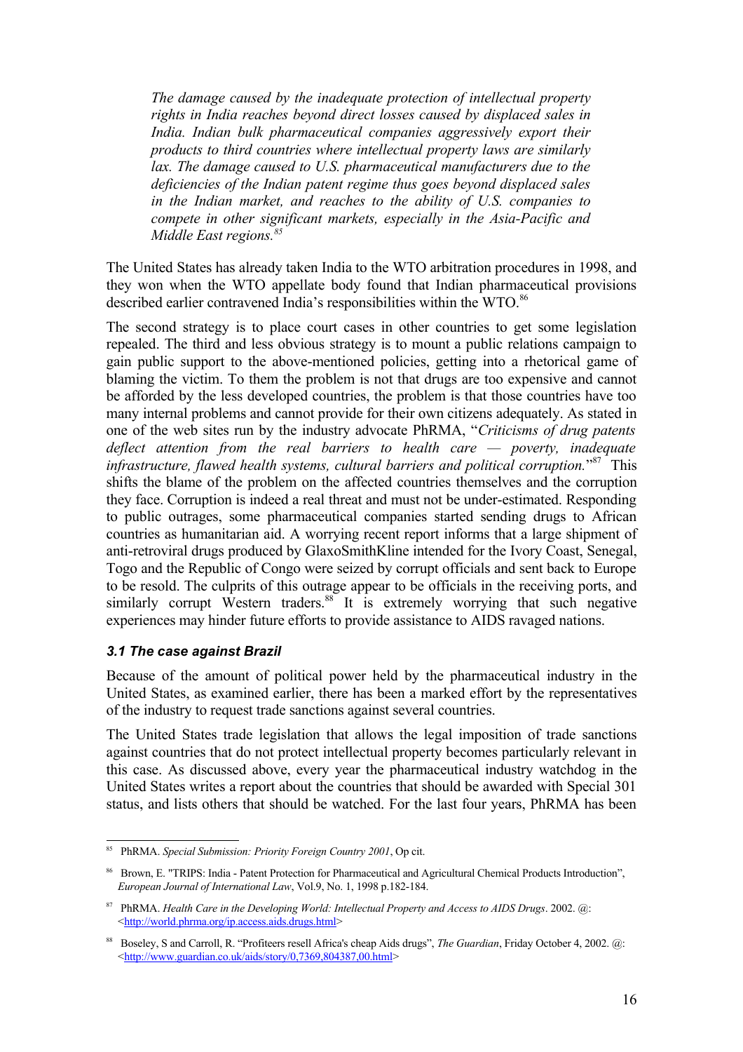> *The damage caused by the inadequate protection of intellectual property rights in India reaches beyond direct losses caused by displaced sales in India. Indian bulk pharmaceutical companies aggressively export their products to third countries where intellectual property laws are similarly lax. The damage caused to U.S. pharmaceutical manufacturers due to the deficiencies of the Indian patent regime thus goes beyond displaced sales in the Indian market, and reaches to the ability of U.S. companies to compete in other significant markets, especially in the Asia-Pacific and Middle East regions.*[85]

The United States has already taken India to the WTO arbitration procedures in 1998, and they won when the WTO appellate body found that Indian pharmaceutical provisions described earlier contravened India's responsibilities within the WTO.[86]

The second strategy is to place court cases in other countries to get some legislation repealed. The third and less obvious strategy is to mount a public relations campaign to gain public support to the above-mentioned policies, getting into a rhetorical game of blaming the victim. To them the problem is not that drugs are too expensive and cannot be afforded by the less developed countries, the problem is that those countries have too many internal problems and cannot provide for their own citizens adequately. As stated in one of the web sites run by the industry advocate PhRMA, "*Criticisms of drug patents deflect attention from the real barriers to health care — poverty, inadequate infrastructure, flawed health systems, cultural barriers and political corruption.*"[87] This shifts the blame of the problem on the affected countries themselves and the corruption they face. Corruption is indeed a real threat and must not be under-estimated. Responding to public outrages, some pharmaceutical companies started sending drugs to African countries as humanitarian aid. A worrying recent report informs that a large shipment of anti-retroviral drugs produced by GlaxoSmithKline intended for the Ivory Coast, Senegal, Togo and the Republic of Congo were seized by corrupt officials and sent back to Europe to be resold. The culprits of this outrage appear to be officials in the receiving ports, and similarly corrupt Western traders.[88] It is extremely worrying that such negative experiences may hinder future efforts to provide assistance to AIDS ravaged nations.

### *3.1 The case against Brazil*

Because of the amount of political power held by the pharmaceutical industry in the United States, as examined earlier, there has been a marked effort by the representatives of the industry to request trade sanctions against several countries.

The United States trade legislation that allows the legal imposition of trade sanctions against countries that do not protect intellectual property becomes particularly relevant in this case. As discussed above, every year the pharmaceutical industry watchdog in the United States writes a report about the countries that should be awarded with Special 301 status, and lists others that should be watched. For the last four years, PhRMA has been

---

[85] PhRMA. *Special Submission: Priority Foreign Country 2001*, Op cit.

[86] Brown, E. "TRIPS: India - Patent Protection for Pharmaceutical and Agricultural Chemical Products Introduction", *European Journal of International Law*, Vol.9, No. 1, 1998 p.182-184.

[87] PhRMA. *Health Care in the Developing World: Intellectual Property and Access to AIDS Drugs*. 2002. @: <http://world.phrma.org/ip.access.aids.drugs.html>

[88] Boseley, S and Carroll, R. "Profiteers resell Africa's cheap Aids drugs", *The Guardian*, Friday October 4, 2002. @: <http://www.guardian.co.uk/aids/story/0,7369,804387,00.html>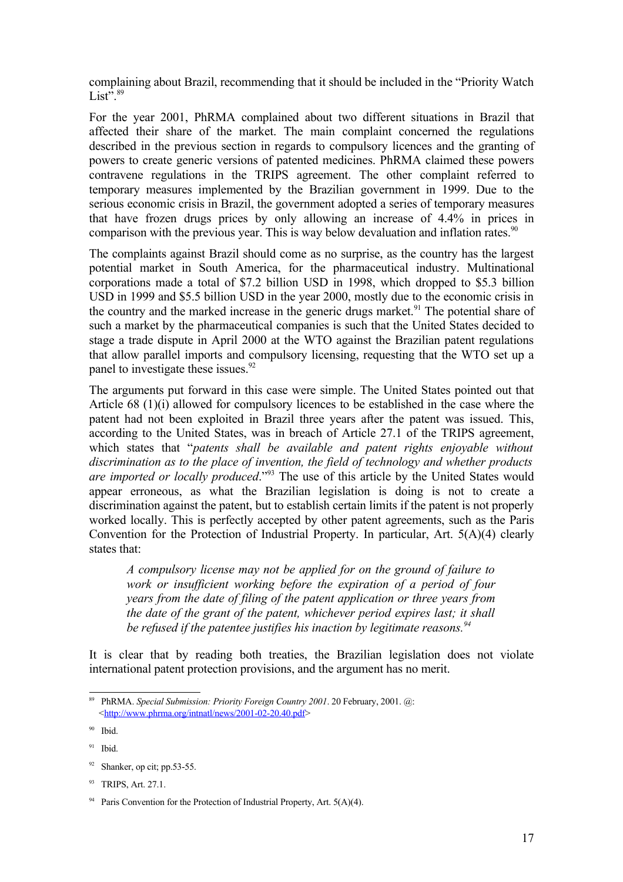complaining about Brazil, recommending that it should be included in the "Priority Watch List".[89]

For the year 2001, PhRMA complained about two different situations in Brazil that affected their share of the market. The main complaint concerned the regulations described in the previous section in regards to compulsory licences and the granting of powers to create generic versions of patented medicines. PhRMA claimed these powers contravene regulations in the TRIPS agreement. The other complaint referred to temporary measures implemented by the Brazilian government in 1999. Due to the serious economic crisis in Brazil, the government adopted a series of temporary measures that have frozen drugs prices by only allowing an increase of 4.4% in prices in comparison with the previous year. This is way below devaluation and inflation rates.[90]

The complaints against Brazil should come as no surprise, as the country has the largest potential market in South America, for the pharmaceutical industry. Multinational corporations made a total of $7.2 billion USD in 1998, which dropped to $5.3 billion USD in 1999 and $5.5 billion USD in the year 2000, mostly due to the economic crisis in the country and the marked increase in the generic drugs market.[91] The potential share of such a market by the pharmaceutical companies is such that the United States decided to stage a trade dispute in April 2000 at the WTO against the Brazilian patent regulations that allow parallel imports and compulsory licensing, requesting that the WTO set up a panel to investigate these issues.[92]

The arguments put forward in this case were simple. The United States pointed out that Article 68 (1)(i) allowed for compulsory licences to be established in the case where the patent had not been exploited in Brazil three years after the patent was issued. This, according to the United States, was in breach of Article 27.1 of the TRIPS agreement, which states that "*patents shall be available and patent rights enjoyable without discrimination as to the place of invention, the field of technology and whether products are imported or locally produced*."[93] The use of this article by the United States would appear erroneous, as what the Brazilian legislation is doing is not to create a discrimination against the patent, but to establish certain limits if the patent is not properly worked locally. This is perfectly accepted by other patent agreements, such as the Paris Convention for the Protection of Industrial Property. In particular, Art. 5(A)(4) clearly states that:

> *A compulsory license may not be applied for on the ground of failure to work or insufficient working before the expiration of a period of four years from the date of filing of the patent application or three years from the date of the grant of the patent, whichever period expires last; it shall be refused if the patentee justifies his inaction by legitimate reasons.*[94]

It is clear that by reading both treaties, the Brazilian legislation does not violate international patent protection provisions, and the argument has no merit.

---

[89] PhRMA. *Special Submission: Priority Foreign Country 2001*. 20 February, 2001. @: <http://www.phrma.org/intnatl/news/2001-02-20.40.pdf>

[90] Ibid.

[91] Ibid.

[92] Shanker, op cit; pp.53-55.

[93] TRIPS, Art. 27.1.

[94] Paris Convention for the Protection of Industrial Property, Art. 5(A)(4).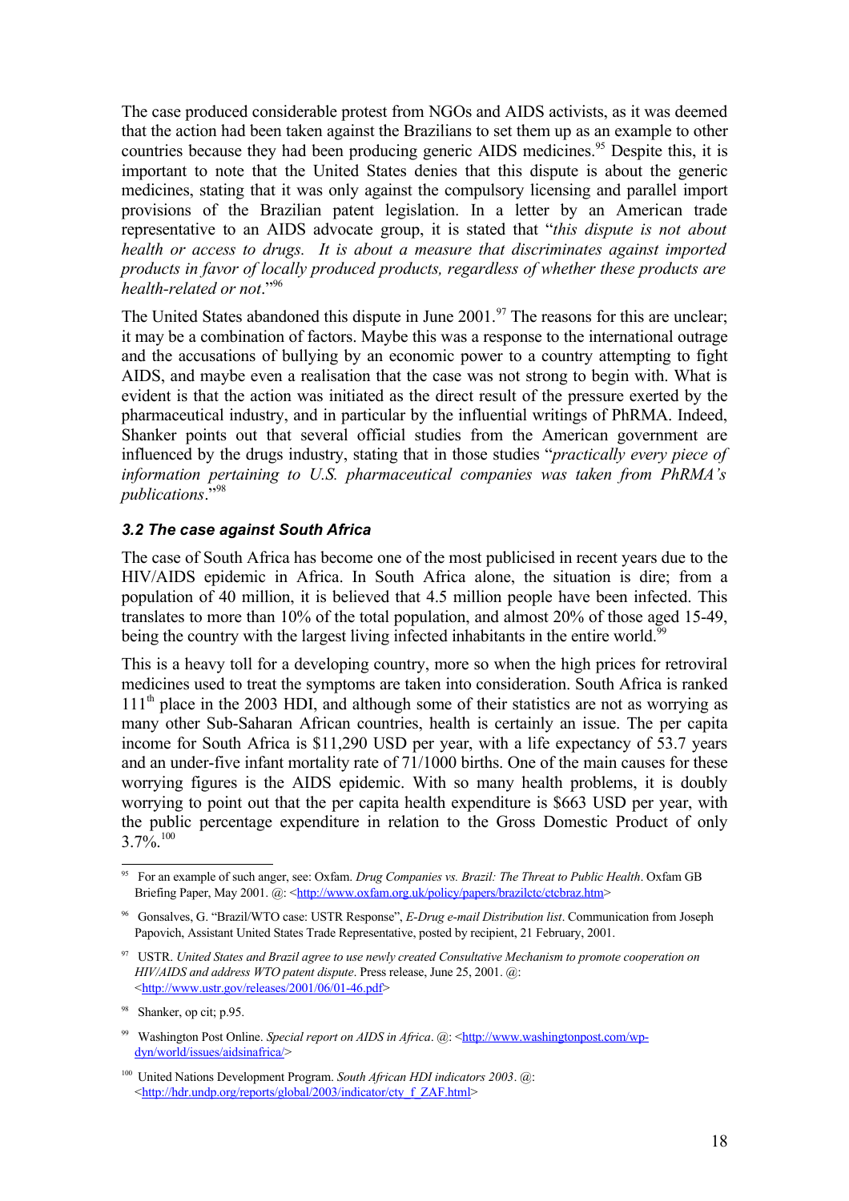The case produced considerable protest from NGOs and AIDS activists, as it was deemed that the action had been taken against the Brazilians to set them up as an example to other countries because they had been producing generic AIDS medicines.[95] Despite this, it is important to note that the United States denies that this dispute is about the generic medicines, stating that it was only against the compulsory licensing and parallel import provisions of the Brazilian patent legislation. In a letter by an American trade representative to an AIDS advocate group, it is stated that "*this dispute is not about health or access to drugs. It is about a measure that discriminates against imported products in favor of locally produced products, regardless of whether these products are health-related or not*."[96]

The United States abandoned this dispute in June 2001.[97] The reasons for this are unclear; it may be a combination of factors. Maybe this was a response to the international outrage and the accusations of bullying by an economic power to a country attempting to fight AIDS, and maybe even a realisation that the case was not strong to begin with. What is evident is that the action was initiated as the direct result of the pressure exerted by the pharmaceutical industry, and in particular by the influential writings of PhRMA. Indeed, Shanker points out that several official studies from the American government are influenced by the drugs industry, stating that in those studies "*practically every piece of information pertaining to U.S. pharmaceutical companies was taken from PhRMA's publications*."[98]

### *3.2 The case against South Africa*

The case of South Africa has become one of the most publicised in recent years due to the HIV/AIDS epidemic in Africa. In South Africa alone, the situation is dire; from a population of 40 million, it is believed that 4.5 million people have been infected. This translates to more than 10% of the total population, and almost 20% of those aged 15-49, being the country with the largest living infected inhabitants in the entire world.[99]

This is a heavy toll for a developing country, more so when the high prices for retroviral medicines used to treat the symptoms are taken into consideration. South Africa is ranked 111th place in the 2003 HDI, and although some of their statistics are not as worrying as many other Sub-Saharan African countries, health is certainly an issue. The per capita income for South Africa is $11,290 USD per year, with a life expectancy of 53.7 years and an under-five infant mortality rate of 71/1000 births. One of the main causes for these worrying figures is the AIDS epidemic. With so many health problems, it is doubly worrying to point out that the per capita health expenditure is $663 USD per year, with the public percentage expenditure in relation to the Gross Domestic Product of only 3.7%.[100]

---

[95] For an example of such anger, see: Oxfam. *Drug Companies vs. Brazil: The Threat to Public Health*. Oxfam GB Briefing Paper, May 2001. @: <http://www.oxfam.org.uk/policy/papers/brazilctc/ctcbraz.htm>

[96] Gonsalves, G. "Brazil/WTO case: USTR Response", *E-Drug e-mail Distribution list*. Communication from Joseph Papovich, Assistant United States Trade Representative, posted by recipient, 21 February, 2001.

[97] USTR. *United States and Brazil agree to use newly created Consultative Mechanism to promote cooperation on HIV/AIDS and address WTO patent dispute*. Press release, June 25, 2001. @: <http://www.ustr.gov/releases/2001/06/01-46.pdf>

[98] Shanker, op cit; p.95.

[99] Washington Post Online. *Special report on AIDS in Africa*. @: <http://www.washingtonpost.com/wp-dyn/world/issues/aidsinafrica/>

[100] United Nations Development Program. *South African HDI indicators 2003*. @: <http://hdr.undp.org/reports/global/2003/indicator/cty_f_ZAF.html>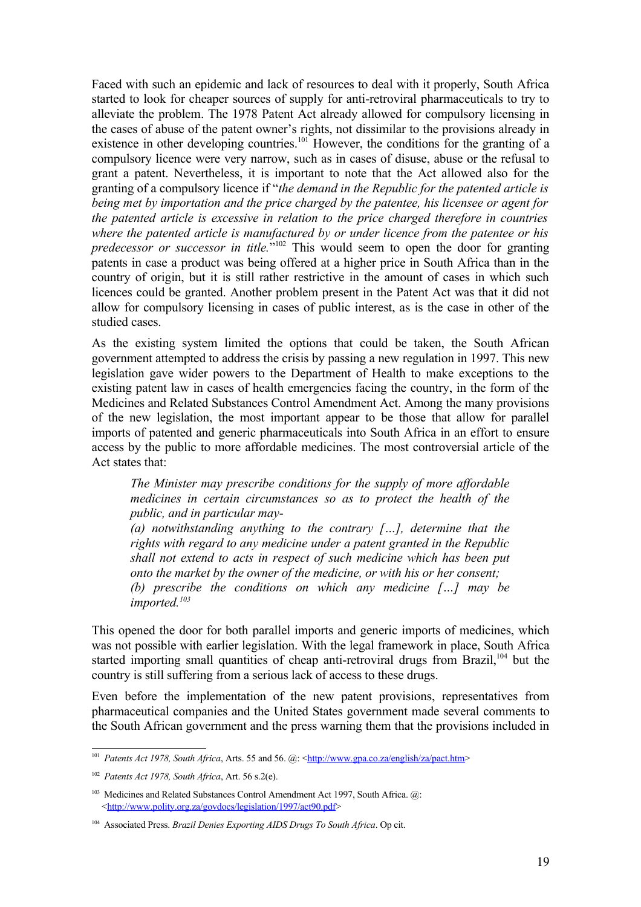Faced with such an epidemic and lack of resources to deal with it properly, South Africa started to look for cheaper sources of supply for anti-retroviral pharmaceuticals to try to alleviate the problem. The 1978 Patent Act already allowed for compulsory licensing in the cases of abuse of the patent owner's rights, not dissimilar to the provisions already in existence in other developing countries.[101] However, the conditions for the granting of a compulsory licence were very narrow, such as in cases of disuse, abuse or the refusal to grant a patent. Nevertheless, it is important to note that the Act allowed also for the granting of a compulsory licence if "*the demand in the Republic for the patented article is being met by importation and the price charged by the patentee, his licensee or agent for the patented article is excessive in relation to the price charged therefore in countries where the patented article is manufactured by or under licence from the patentee or his predecessor or successor in title.*"[102] This would seem to open the door for granting patents in case a product was being offered at a higher price in South Africa than in the country of origin, but it is still rather restrictive in the amount of cases in which such licences could be granted. Another problem present in the Patent Act was that it did not allow for compulsory licensing in cases of public interest, as is the case in other of the studied cases.

As the existing system limited the options that could be taken, the South African government attempted to address the crisis by passing a new regulation in 1997. This new legislation gave wider powers to the Department of Health to make exceptions to the existing patent law in cases of health emergencies facing the country, in the form of the Medicines and Related Substances Control Amendment Act. Among the many provisions of the new legislation, the most important appear to be those that allow for parallel imports of patented and generic pharmaceuticals into South Africa in an effort to ensure access by the public to more affordable medicines. The most controversial article of the Act states that:

> *The Minister may prescribe conditions for the supply of more affordable medicines in certain circumstances so as to protect the health of the public, and in particular may-*
> *(a) notwithstanding anything to the contrary […], determine that the rights with regard to any medicine under a patent granted in the Republic shall not extend to acts in respect of such medicine which has been put onto the market by the owner of the medicine, or with his or her consent;*
> *(b) prescribe the conditions on which any medicine […] may be imported.*[103]

This opened the door for both parallel imports and generic imports of medicines, which was not possible with earlier legislation. With the legal framework in place, South Africa started importing small quantities of cheap anti-retroviral drugs from Brazil,[104] but the country is still suffering from a serious lack of access to these drugs.

Even before the implementation of the new patent provisions, representatives from pharmaceutical companies and the United States government made several comments to the South African government and the press warning them that the provisions included in

---

[101] *Patents Act 1978, South Africa*, Arts. 55 and 56. @: <http://www.gpa.co.za/english/za/pact.htm>

[102] *Patents Act 1978, South Africa*, Art. 56 s.2(e).

[103] Medicines and Related Substances Control Amendment Act 1997, South Africa. @: <http://www.polity.org.za/govdocs/legislation/1997/act90.pdf>

[104] Associated Press. *Brazil Denies Exporting AIDS Drugs To South Africa*. Op cit.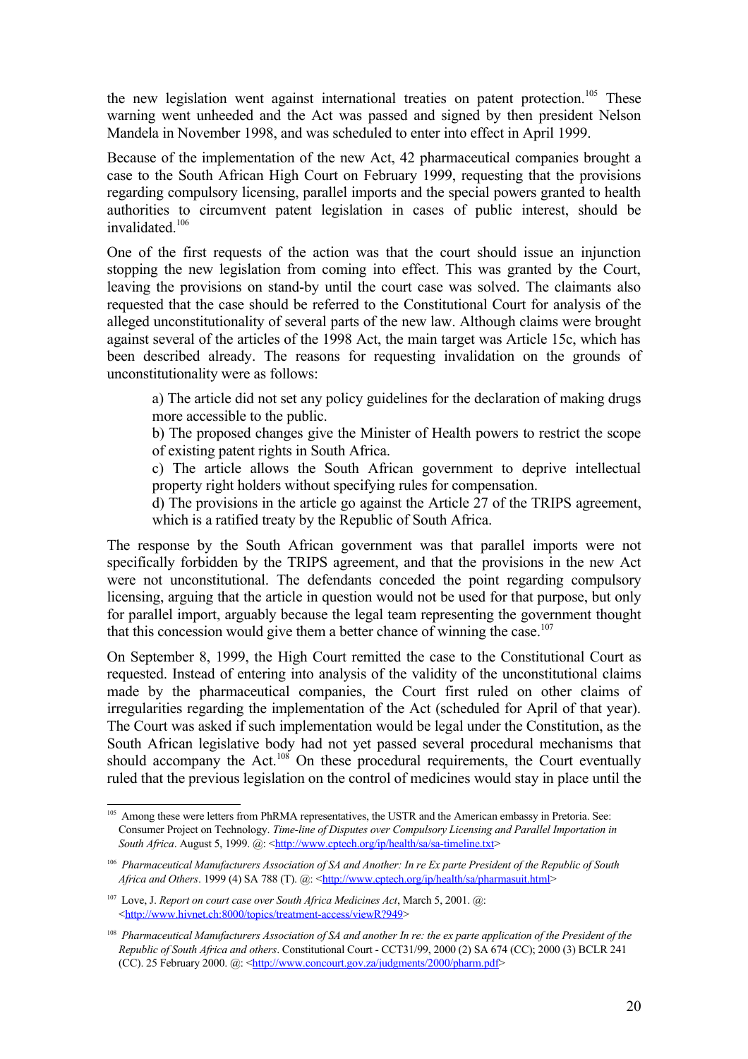the new legislation went against international treaties on patent protection.[105] These warning went unheeded and the Act was passed and signed by then president Nelson Mandela in November 1998, and was scheduled to enter into effect in April 1999.

Because of the implementation of the new Act, 42 pharmaceutical companies brought a case to the South African High Court on February 1999, requesting that the provisions regarding compulsory licensing, parallel imports and the special powers granted to health authorities to circumvent patent legislation in cases of public interest, should be invalidated.[106]

One of the first requests of the action was that the court should issue an injunction stopping the new legislation from coming into effect. This was granted by the Court, leaving the provisions on stand-by until the court case was solved. The claimants also requested that the case should be referred to the Constitutional Court for analysis of the alleged unconstitutionality of several parts of the new law. Although claims were brought against several of the articles of the 1998 Act, the main target was Article 15c, which has been described already. The reasons for requesting invalidation on the grounds of unconstitutionality were as follows:

> a) The article did not set any policy guidelines for the declaration of making drugs more accessible to the public.
> b) The proposed changes give the Minister of Health powers to restrict the scope of existing patent rights in South Africa.
> c) The article allows the South African government to deprive intellectual property right holders without specifying rules for compensation.
> d) The provisions in the article go against the Article 27 of the TRIPS agreement, which is a ratified treaty by the Republic of South Africa.

The response by the South African government was that parallel imports were not specifically forbidden by the TRIPS agreement, and that the provisions in the new Act were not unconstitutional. The defendants conceded the point regarding compulsory licensing, arguing that the article in question would not be used for that purpose, but only for parallel import, arguably because the legal team representing the government thought that this concession would give them a better chance of winning the case.[107]

On September 8, 1999, the High Court remitted the case to the Constitutional Court as requested. Instead of entering into analysis of the validity of the unconstitutional claims made by the pharmaceutical companies, the Court first ruled on other claims of irregularities regarding the implementation of the Act (scheduled for April of that year). The Court was asked if such implementation would be legal under the Constitution, as the South African legislative body had not yet passed several procedural mechanisms that should accompany the Act.[108] On these procedural requirements, the Court eventually ruled that the previous legislation on the control of medicines would stay in place until the

---

[105] Among these were letters from PhRMA representatives, the USTR and the American embassy in Pretoria. See: Consumer Project on Technology. *Time-line of Disputes over Compulsory Licensing and Parallel Importation in South Africa*. August 5, 1999. @: <http://www.cptech.org/ip/health/sa/sa-timeline.txt>

[106] *Pharmaceutical Manufacturers Association of SA and Another: In re Ex parte President of the Republic of South Africa and Others*. 1999 (4) SA 788 (T). @: <http://www.cptech.org/ip/health/sa/pharmasuit.html>

[107] Love, J. *Report on court case over South Africa Medicines Act*, March 5, 2001. @: <http://www.hivnet.ch:8000/topics/treatment-access/viewR?949>

[108] *Pharmaceutical Manufacturers Association of SA and another In re: the ex parte application of the President of the Republic of South Africa and others*. Constitutional Court - CCT31/99, 2000 (2) SA 674 (CC); 2000 (3) BCLR 241 (CC). 25 February 2000. @: <http://www.concourt.gov.za/judgments/2000/pharm.pdf>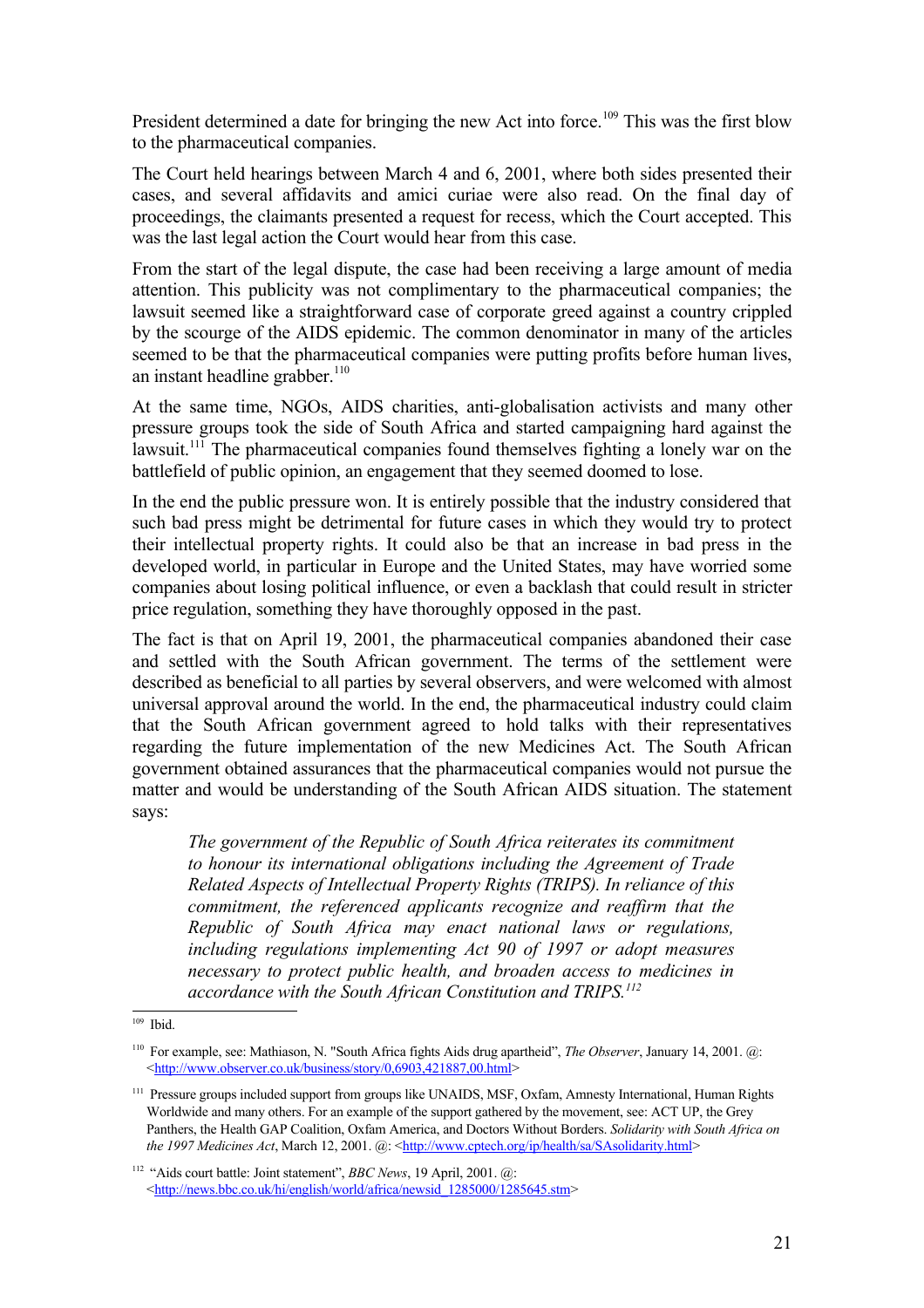President determined a date for bringing the new Act into force.[109] This was the first blow to the pharmaceutical companies.

The Court held hearings between March 4 and 6, 2001, where both sides presented their cases, and several affidavits and amici curiae were also read. On the final day of proceedings, the claimants presented a request for recess, which the Court accepted. This was the last legal action the Court would hear from this case.

From the start of the legal dispute, the case had been receiving a large amount of media attention. This publicity was not complimentary to the pharmaceutical companies; the lawsuit seemed like a straightforward case of corporate greed against a country crippled by the scourge of the AIDS epidemic. The common denominator in many of the articles seemed to be that the pharmaceutical companies were putting profits before human lives, an instant headline grabber.[110]

At the same time, NGOs, AIDS charities, anti-globalisation activists and many other pressure groups took the side of South Africa and started campaigning hard against the lawsuit.[111] The pharmaceutical companies found themselves fighting a lonely war on the battlefield of public opinion, an engagement that they seemed doomed to lose.

In the end the public pressure won. It is entirely possible that the industry considered that such bad press might be detrimental for future cases in which they would try to protect their intellectual property rights. It could also be that an increase in bad press in the developed world, in particular in Europe and the United States, may have worried some companies about losing political influence, or even a backlash that could result in stricter price regulation, something they have thoroughly opposed in the past.

The fact is that on April 19, 2001, the pharmaceutical companies abandoned their case and settled with the South African government. The terms of the settlement were described as beneficial to all parties by several observers, and were welcomed with almost universal approval around the world. In the end, the pharmaceutical industry could claim that the South African government agreed to hold talks with their representatives regarding the future implementation of the new Medicines Act. The South African government obtained assurances that the pharmaceutical companies would not pursue the matter and would be understanding of the South African AIDS situation. The statement says:

> *The government of the Republic of South Africa reiterates its commitment to honour its international obligations including the Agreement of Trade Related Aspects of Intellectual Property Rights (TRIPS). In reliance of this commitment, the referenced applicants recognize and reaffirm that the Republic of South Africa may enact national laws or regulations, including regulations implementing Act 90 of 1997 or adopt measures necessary to protect public health, and broaden access to medicines in accordance with the South African Constitution and TRIPS.*[112]

---

[109] Ibid.

[110] For example, see: Mathiason, N. "South Africa fights Aids drug apartheid", *The Observer*, January 14, 2001. @: <http://www.observer.co.uk/business/story/0,6903,421887,00.html>

[111] Pressure groups included support from groups like UNAIDS, MSF, Oxfam, Amnesty International, Human Rights Worldwide and many others. For an example of the support gathered by the movement, see: ACT UP, the Grey Panthers, the Health GAP Coalition, Oxfam America, and Doctors Without Borders. *Solidarity with South Africa on the 1997 Medicines Act*, March 12, 2001. @: <http://www.cptech.org/ip/health/sa/SAsolidarity.html>

[112] "Aids court battle: Joint statement", *BBC News*, 19 April, 2001. @: <http://news.bbc.co.uk/hi/english/world/africa/newsid_1285000/1285645.stm>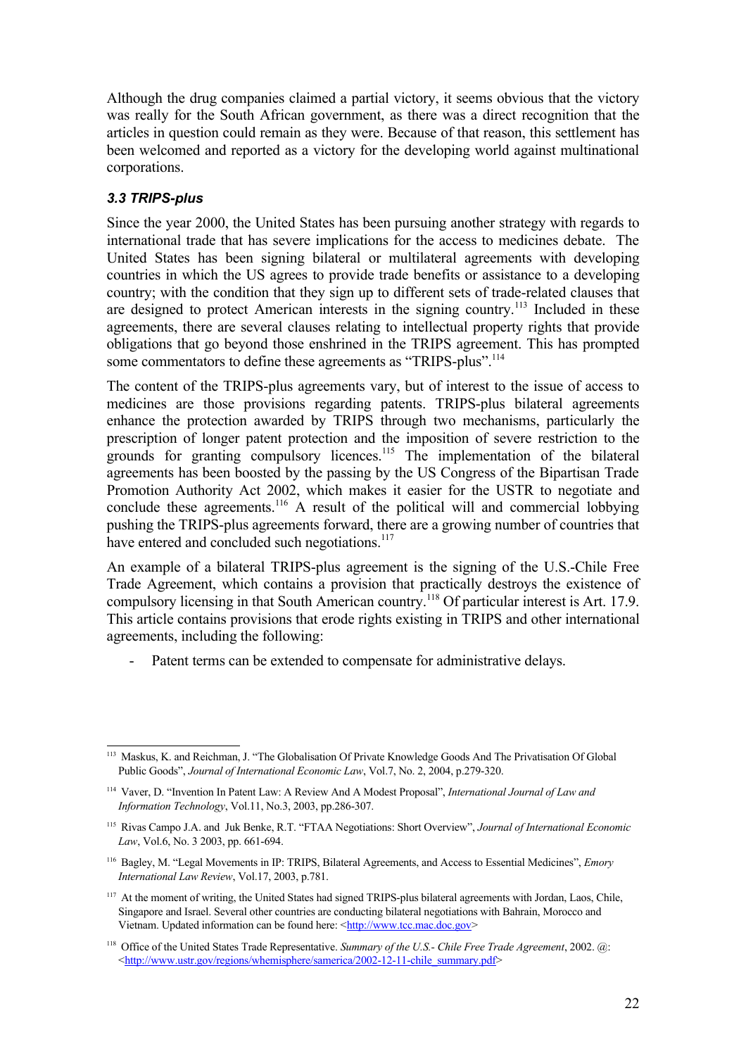Although the drug companies claimed a partial victory, it seems obvious that the victory was really for the South African government, as there was a direct recognition that the articles in question could remain as they were. Because of that reason, this settlement has been welcomed and reported as a victory for the developing world against multinational corporations.

### *3.3 TRIPS-plus*

Since the year 2000, the United States has been pursuing another strategy with regards to international trade that has severe implications for the access to medicines debate. The United States has been signing bilateral or multilateral agreements with developing countries in which the US agrees to provide trade benefits or assistance to a developing country; with the condition that they sign up to different sets of trade-related clauses that are designed to protect American interests in the signing country.[113] Included in these agreements, there are several clauses relating to intellectual property rights that provide obligations that go beyond those enshrined in the TRIPS agreement. This has prompted some commentators to define these agreements as "TRIPS-plus".[114]

The content of the TRIPS-plus agreements vary, but of interest to the issue of access to medicines are those provisions regarding patents. TRIPS-plus bilateral agreements enhance the protection awarded by TRIPS through two mechanisms, particularly the prescription of longer patent protection and the imposition of severe restriction to the grounds for granting compulsory licences.[115] The implementation of the bilateral agreements has been boosted by the passing by the US Congress of the Bipartisan Trade Promotion Authority Act 2002, which makes it easier for the USTR to negotiate and conclude these agreements.[116] A result of the political will and commercial lobbying pushing the TRIPS-plus agreements forward, there are a growing number of countries that have entered and concluded such negotiations.[117]

An example of a bilateral TRIPS-plus agreement is the signing of the U.S.-Chile Free Trade Agreement, which contains a provision that practically destroys the existence of compulsory licensing in that South American country.[118] Of particular interest is Art. 17.9. This article contains provisions that erode rights existing in TRIPS and other international agreements, including the following:

- Patent terms can be extended to compensate for administrative delays.

---

[113] Maskus, K. and Reichman, J. "The Globalisation Of Private Knowledge Goods And The Privatisation Of Global Public Goods", *Journal of International Economic Law*, Vol.7, No. 2, 2004, p.279-320.

[114] Vaver, D. "Invention In Patent Law: A Review And A Modest Proposal", *International Journal of Law and Information Technology*, Vol.11, No.3, 2003, pp.286-307.

[115] Rivas Campo J.A. and Juk Benke, R.T. "FTAA Negotiations: Short Overview", *Journal of International Economic Law*, Vol.6, No. 3 2003, pp. 661-694.

[116] Bagley, M. "Legal Movements in IP: TRIPS, Bilateral Agreements, and Access to Essential Medicines", *Emory International Law Review*, Vol.17, 2003, p.781.

[117] At the moment of writing, the United States had signed TRIPS-plus bilateral agreements with Jordan, Laos, Chile, Singapore and Israel. Several other countries are conducting bilateral negotiations with Bahrain, Morocco and Vietnam. Updated information can be found here: <http://www.tcc.mac.doc.gov>

[118] Office of the United States Trade Representative. *Summary of the U.S.- Chile Free Trade Agreement*, 2002. @: <http://www.ustr.gov/regions/whemisphere/samerica/2002-12-11-chile_summary.pdf>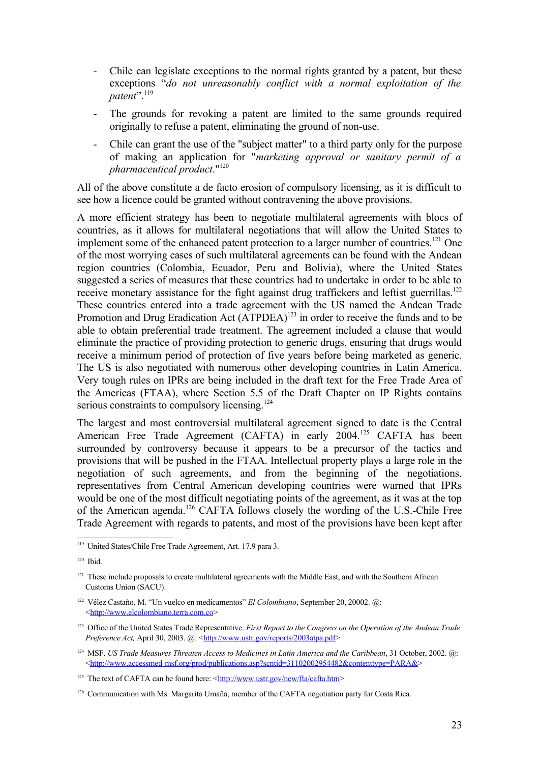- Chile can legislate exceptions to the normal rights granted by a patent, but these exceptions "*do not unreasonably conflict with a normal exploitation of the patent*".[119]
- The grounds for revoking a patent are limited to the same grounds required originally to refuse a patent, eliminating the ground of non-use.
- Chile can grant the use of the "subject matter" to a third party only for the purpose of making an application for "*marketing approval or sanitary permit of a pharmaceutical product*."[120]

All of the above constitute a de facto erosion of compulsory licensing, as it is difficult to see how a licence could be granted without contravening the above provisions.

A more efficient strategy has been to negotiate multilateral agreements with blocs of countries, as it allows for multilateral negotiations that will allow the United States to implement some of the enhanced patent protection to a larger number of countries.[121] One of the most worrying cases of such multilateral agreements can be found with the Andean region countries (Colombia, Ecuador, Peru and Bolivia), where the United States suggested a series of measures that these countries had to undertake in order to be able to receive monetary assistance for the fight against drug traffickers and leftist guerrillas.[122] These countries entered into a trade agreement with the US named the Andean Trade Promotion and Drug Eradication Act (ATPDEA)[123] in order to receive the funds and to be able to obtain preferential trade treatment. The agreement included a clause that would eliminate the practice of providing protection to generic drugs, ensuring that drugs would receive a minimum period of protection of five years before being marketed as generic. The US is also negotiated with numerous other developing countries in Latin America. Very tough rules on IPRs are being included in the draft text for the Free Trade Area of the Americas (FTAA), where Section 5.5 of the Draft Chapter on IP Rights contains serious constraints to compulsory licensing.[124]

The largest and most controversial multilateral agreement signed to date is the Central American Free Trade Agreement (CAFTA) in early 2004.[125] CAFTA has been surrounded by controversy because it appears to be a precursor of the tactics and provisions that will be pushed in the FTAA. Intellectual property plays a large role in the negotiation of such agreements, and from the beginning of the negotiations, representatives from Central American developing countries were warned that IPRs would be one of the most difficult negotiating points of the agreement, as it was at the top of the American agenda.[126] CAFTA follows closely the wording of the U.S.-Chile Free Trade Agreement with regards to patents, and most of the provisions have been kept after

---

[119] United States/Chile Free Trade Agreement, Art. 17.9 para 3.

[120] Ibid.

[121] These include proposals to create multilateral agreements with the Middle East, and with the Southern African Customs Union (SACU).

[122] Vélez Castaño, M. "Un vuelco en medicamentos" *El Colombiano*, September 20, 20002. @: <http://www.elcolombiano.terra.com.co>

[123] Office of the United States Trade Representative. *First Report to the Congress on the Operation of the Andean Trade Preference Act,* April 30, 2003. @: <http://www.ustr.gov/reports/2003atpa.pdf>

[124] MSF. *US Trade Measures Threaten Access to Medicines in Latin America and the Caribbean*, 31 October, 2002. @: <http://www.accessmed-msf.org/prod/publications.asp?scntid=31102002954482&contenttype=PARA&>

[125] The text of CAFTA can be found here: <http://www.ustr.gov/new/fta/cafta.htm>

[126] Communication with Ms. Margarita Umaña, member of the CAFTA negotiation party for Costa Rica.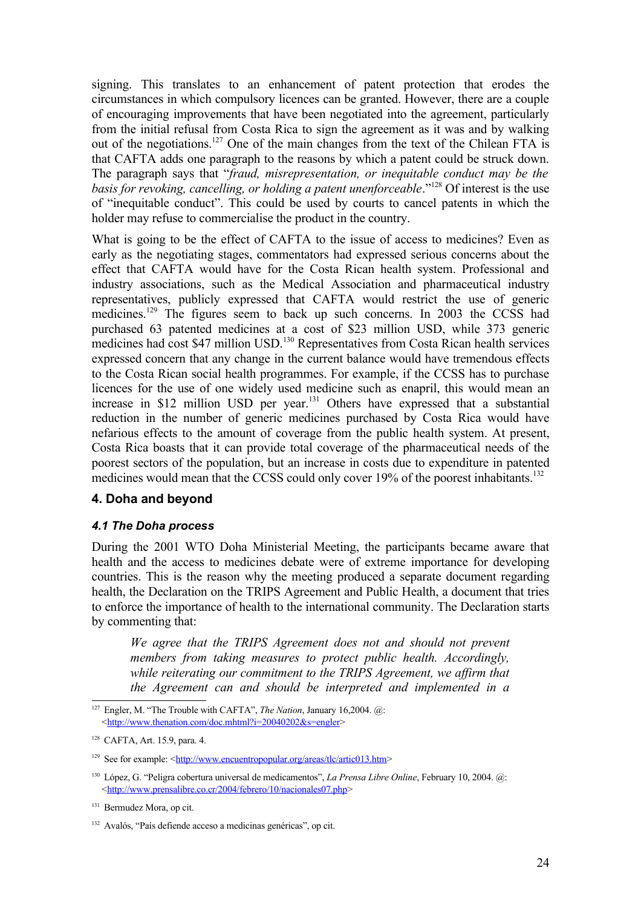signing. This translates to an enhancement of patent protection that erodes the circumstances in which compulsory licences can be granted. However, there are a couple of encouraging improvements that have been negotiated into the agreement, particularly from the initial refusal from Costa Rica to sign the agreement as it was and by walking out of the negotiations.[127] One of the main changes from the text of the Chilean FTA is that CAFTA adds one paragraph to the reasons by which a patent could be struck down. The paragraph says that "*fraud, misrepresentation, or inequitable conduct may be the basis for revoking, cancelling, or holding a patent unenforceable*."[128] Of interest is the use of "inequitable conduct". This could be used by courts to cancel patents in which the holder may refuse to commercialise the product in the country.

What is going to be the effect of CAFTA to the issue of access to medicines? Even as early as the negotiating stages, commentators had expressed serious concerns about the effect that CAFTA would have for the Costa Rican health system. Professional and industry associations, such as the Medical Association and pharmaceutical industry representatives, publicly expressed that CAFTA would restrict the use of generic medicines.[129] The figures seem to back up such concerns. In 2003 the CCSS had purchased 63 patented medicines at a cost of $23 million USD, while 373 generic medicines had cost $47 million USD.[130] Representatives from Costa Rican health services expressed concern that any change in the current balance would have tremendous effects to the Costa Rican social health programmes. For example, if the CCSS has to purchase licences for the use of one widely used medicine such as enapril, this would mean an increase in $12 million USD per year.[131] Others have expressed that a substantial reduction in the number of generic medicines purchased by Costa Rica would have nefarious effects to the amount of coverage from the public health system. At present, Costa Rica boasts that it can provide total coverage of the pharmaceutical needs of the poorest sectors of the population, but an increase in costs due to expenditure in patented medicines would mean that the CCSS could only cover 19% of the poorest inhabitants.[132]

## 4. Doha and beyond

### *4.1 The Doha process*

During the 2001 WTO Doha Ministerial Meeting, the participants became aware that health and the access to medicines debate were of extreme importance for developing countries. This is the reason why the meeting produced a separate document regarding health, the Declaration on the TRIPS Agreement and Public Health, a document that tries to enforce the importance of health to the international community. The Declaration starts by commenting that:

> *We agree that the TRIPS Agreement does not and should not prevent members from taking measures to protect public health. Accordingly, while reiterating our commitment to the TRIPS Agreement, we affirm that the Agreement can and should be interpreted and implemented in a*

---

[127] Engler, M. "The Trouble with CAFTA", *The Nation*, January 16,2004. @: <http://www.thenation.com/doc.mhtml?i=20040202&s=engler>

[128] CAFTA, Art. 15.9, para. 4.

[129] See for example: <http://www.encuentropopular.org/areas/tlc/artic013.htm>

[130] López, G. "Peligra cobertura universal de medicamentos", *La Prensa Libre Online*, February 10, 2004. @: <http://www.prensalibre.co.cr/2004/febrero/10/nacionales07.php>

[131] Bermudez Mora, op cit.

[132] Avalós, "País defiende acceso a medicinas genéricas", op cit.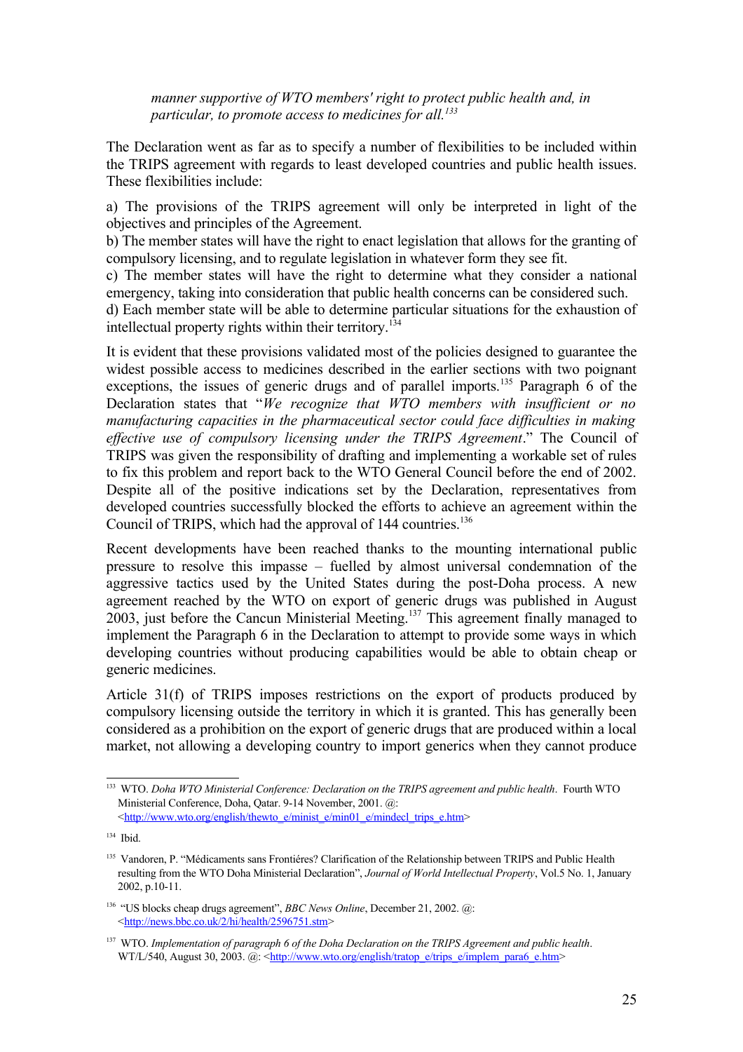*manner supportive of WTO members' right to protect public health and, in particular, to promote access to medicines for all.*[133]

The Declaration went as far as to specify a number of flexibilities to be included within the TRIPS agreement with regards to least developed countries and public health issues. These flexibilities include:

a) The provisions of the TRIPS agreement will only be interpreted in light of the objectives and principles of the Agreement.
b) The member states will have the right to enact legislation that allows for the granting of compulsory licensing, and to regulate legislation in whatever form they see fit.
c) The member states will have the right to determine what they consider a national emergency, taking into consideration that public health concerns can be considered such.
d) Each member state will be able to determine particular situations for the exhaustion of intellectual property rights within their territory.[134]

It is evident that these provisions validated most of the policies designed to guarantee the widest possible access to medicines described in the earlier sections with two poignant exceptions, the issues of generic drugs and of parallel imports.[135] Paragraph 6 of the Declaration states that "*We recognize that WTO members with insufficient or no manufacturing capacities in the pharmaceutical sector could face difficulties in making effective use of compulsory licensing under the TRIPS Agreement*." The Council of TRIPS was given the responsibility of drafting and implementing a workable set of rules to fix this problem and report back to the WTO General Council before the end of 2002. Despite all of the positive indications set by the Declaration, representatives from developed countries successfully blocked the efforts to achieve an agreement within the Council of TRIPS, which had the approval of 144 countries.[136]

Recent developments have been reached thanks to the mounting international public pressure to resolve this impasse – fuelled by almost universal condemnation of the aggressive tactics used by the United States during the post-Doha process. A new agreement reached by the WTO on export of generic drugs was published in August 2003, just before the Cancun Ministerial Meeting.[137] This agreement finally managed to implement the Paragraph 6 in the Declaration to attempt to provide some ways in which developing countries without producing capabilities would be able to obtain cheap or generic medicines.

Article 31(f) of TRIPS imposes restrictions on the export of products produced by compulsory licensing outside the territory in which it is granted. This has generally been considered as a prohibition on the export of generic drugs that are produced within a local market, not allowing a developing country to import generics when they cannot produce

---

[133] WTO. *Doha WTO Ministerial Conference: Declaration on the TRIPS agreement and public health*. Fourth WTO Ministerial Conference, Doha, Qatar. 9-14 November, 2001. @: <http://www.wto.org/english/thewto_e/minist_e/min01_e/mindecl_trips_e.htm>

[134] Ibid.

[135] Vandoren, P. "Médicaments sans Frontiéres? Clarification of the Relationship between TRIPS and Public Health resulting from the WTO Doha Ministerial Declaration", *Journal of World Intellectual Property*, Vol.5 No. 1, January 2002, p.10-11.

[136] "US blocks cheap drugs agreement", *BBC News Online*, December 21, 2002. @: <http://news.bbc.co.uk/2/hi/health/2596751.stm>

[137] WTO. *Implementation of paragraph 6 of the Doha Declaration on the TRIPS Agreement and public health*. WT/L/540, August 30, 2003. @: <http://www.wto.org/english/tratop_e/trips_e/implem_para6_e.htm>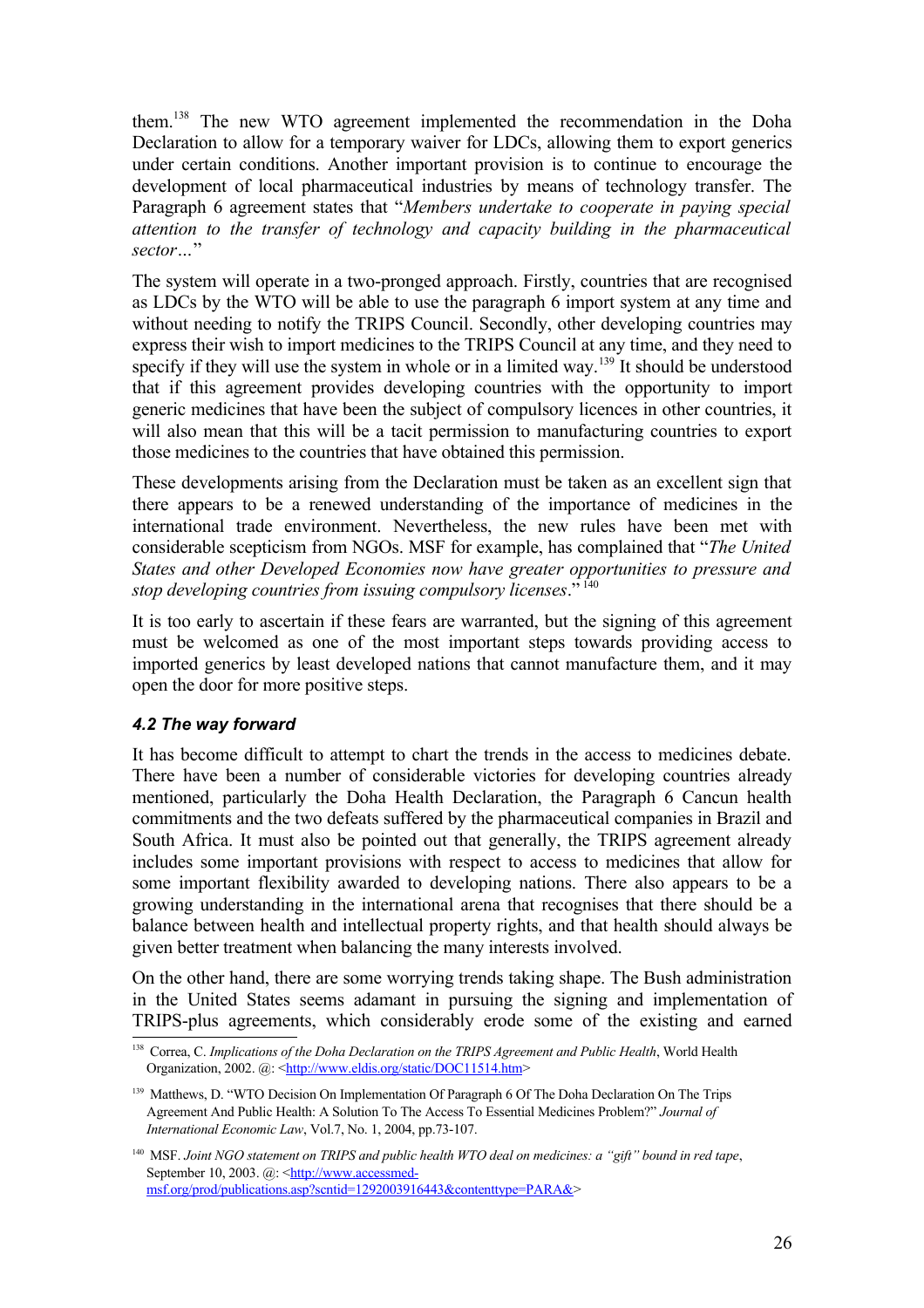them.[138] The new WTO agreement implemented the recommendation in the Doha Declaration to allow for a temporary waiver for LDCs, allowing them to export generics under certain conditions. Another important provision is to continue to encourage the development of local pharmaceutical industries by means of technology transfer. The Paragraph 6 agreement states that "*Members undertake to cooperate in paying special attention to the transfer of technology and capacity building in the pharmaceutical sector…*"

The system will operate in a two-pronged approach. Firstly, countries that are recognised as LDCs by the WTO will be able to use the paragraph 6 import system at any time and without needing to notify the TRIPS Council. Secondly, other developing countries may express their wish to import medicines to the TRIPS Council at any time, and they need to specify if they will use the system in whole or in a limited way.[139] It should be understood that if this agreement provides developing countries with the opportunity to import generic medicines that have been the subject of compulsory licences in other countries, it will also mean that this will be a tacit permission to manufacturing countries to export those medicines to the countries that have obtained this permission.

These developments arising from the Declaration must be taken as an excellent sign that there appears to be a renewed understanding of the importance of medicines in the international trade environment. Nevertheless, the new rules have been met with considerable scepticism from NGOs. MSF for example, has complained that "*The United States and other Developed Economies now have greater opportunities to pressure and stop developing countries from issuing compulsory licenses*."[140]

It is too early to ascertain if these fears are warranted, but the signing of this agreement must be welcomed as one of the most important steps towards providing access to imported generics by least developed nations that cannot manufacture them, and it may open the door for more positive steps.

### *4.2 The way forward*

It has become difficult to attempt to chart the trends in the access to medicines debate. There have been a number of considerable victories for developing countries already mentioned, particularly the Doha Health Declaration, the Paragraph 6 Cancun health commitments and the two defeats suffered by the pharmaceutical companies in Brazil and South Africa. It must also be pointed out that generally, the TRIPS agreement already includes some important provisions with respect to access to medicines that allow for some important flexibility awarded to developing nations. There also appears to be a growing understanding in the international arena that recognises that there should be a balance between health and intellectual property rights, and that health should always be given better treatment when balancing the many interests involved.

On the other hand, there are some worrying trends taking shape. The Bush administration in the United States seems adamant in pursuing the signing and implementation of TRIPS-plus agreements, which considerably erode some of the existing and earned

---

[138] Correa, C. *Implications of the Doha Declaration on the TRIPS Agreement and Public Health*, World Health Organization, 2002. @: <http://www.eldis.org/static/DOC11514.htm>

[139] Matthews, D. "WTO Decision On Implementation Of Paragraph 6 Of The Doha Declaration On The Trips Agreement And Public Health: A Solution To The Access To Essential Medicines Problem?" *Journal of International Economic Law*, Vol.7, No. 1, 2004, pp.73-107.

[140] MSF. *Joint NGO statement on TRIPS and public health WTO deal on medicines: a "gift" bound in red tape*, September 10, 2003. @: <http://www.accessmed-msf.org/prod/publications.asp?scntid=1292003916443&contenttype=PARA&>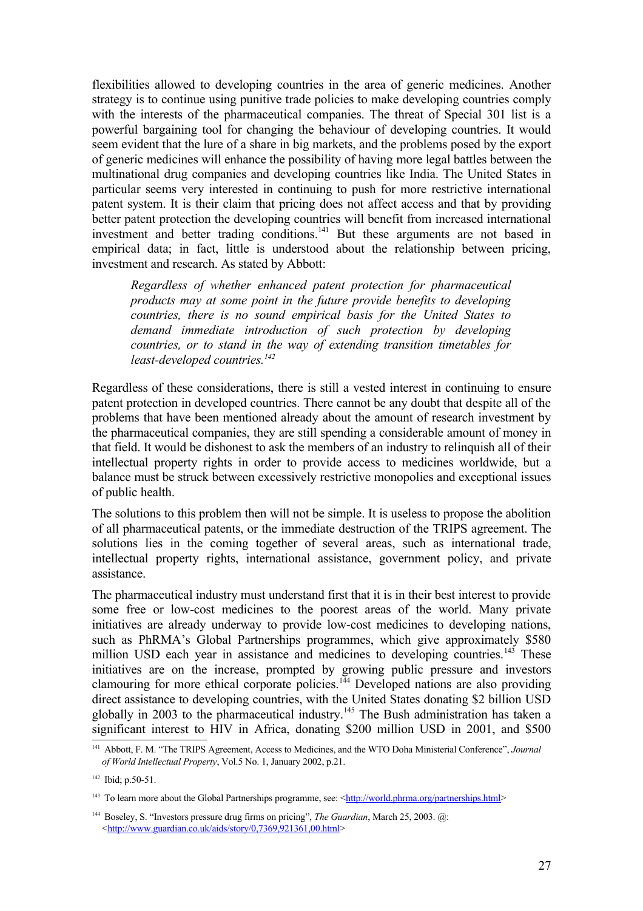flexibilities allowed to developing countries in the area of generic medicines. Another strategy is to continue using punitive trade policies to make developing countries comply with the interests of the pharmaceutical companies. The threat of Special 301 list is a powerful bargaining tool for changing the behaviour of developing countries. It would seem evident that the lure of a share in big markets, and the problems posed by the export of generic medicines will enhance the possibility of having more legal battles between the multinational drug companies and developing countries like India. The United States in particular seems very interested in continuing to push for more restrictive international patent system. It is their claim that pricing does not affect access and that by providing better patent protection the developing countries will benefit from increased international investment and better trading conditions.[141] But these arguments are not based in empirical data; in fact, little is understood about the relationship between pricing, investment and research. As stated by Abbott:

> *Regardless of whether enhanced patent protection for pharmaceutical products may at some point in the future provide benefits to developing countries, there is no sound empirical basis for the United States to demand immediate introduction of such protection by developing countries, or to stand in the way of extending transition timetables for least-developed countries.*[142]

Regardless of these considerations, there is still a vested interest in continuing to ensure patent protection in developed countries. There cannot be any doubt that despite all of the problems that have been mentioned already about the amount of research investment by the pharmaceutical companies, they are still spending a considerable amount of money in that field. It would be dishonest to ask the members of an industry to relinquish all of their intellectual property rights in order to provide access to medicines worldwide, but a balance must be struck between excessively restrictive monopolies and exceptional issues of public health.

The solutions to this problem then will not be simple. It is useless to propose the abolition of all pharmaceutical patents, or the immediate destruction of the TRIPS agreement. The solutions lies in the coming together of several areas, such as international trade, intellectual property rights, international assistance, government policy, and private assistance.

The pharmaceutical industry must understand first that it is in their best interest to provide some free or low-cost medicines to the poorest areas of the world. Many private initiatives are already underway to provide low-cost medicines to developing nations, such as PhRMA's Global Partnerships programmes, which give approximately $580 million USD each year in assistance and medicines to developing countries.[143] These initiatives are on the increase, prompted by growing public pressure and investors clamouring for more ethical corporate policies.[144] Developed nations are also providing direct assistance to developing countries, with the United States donating $2 billion USD globally in 2003 to the pharmaceutical industry.[145] The Bush administration has taken a significant interest to HIV in Africa, donating $200 million USD in 2001, and $500

---

[141] Abbott, F. M. "The TRIPS Agreement, Access to Medicines, and the WTO Doha Ministerial Conference", *Journal of World Intellectual Property*, Vol.5 No. 1, January 2002, p.21.

[142] Ibid; p.50-51.

[143] To learn more about the Global Partnerships programme, see: <http://world.phrma.org/partnerships.html>

[144] Boseley, S. "Investors pressure drug firms on pricing", *The Guardian*, March 25, 2003. @: <http://www.guardian.co.uk/aids/story/0,7369,921361,00.html>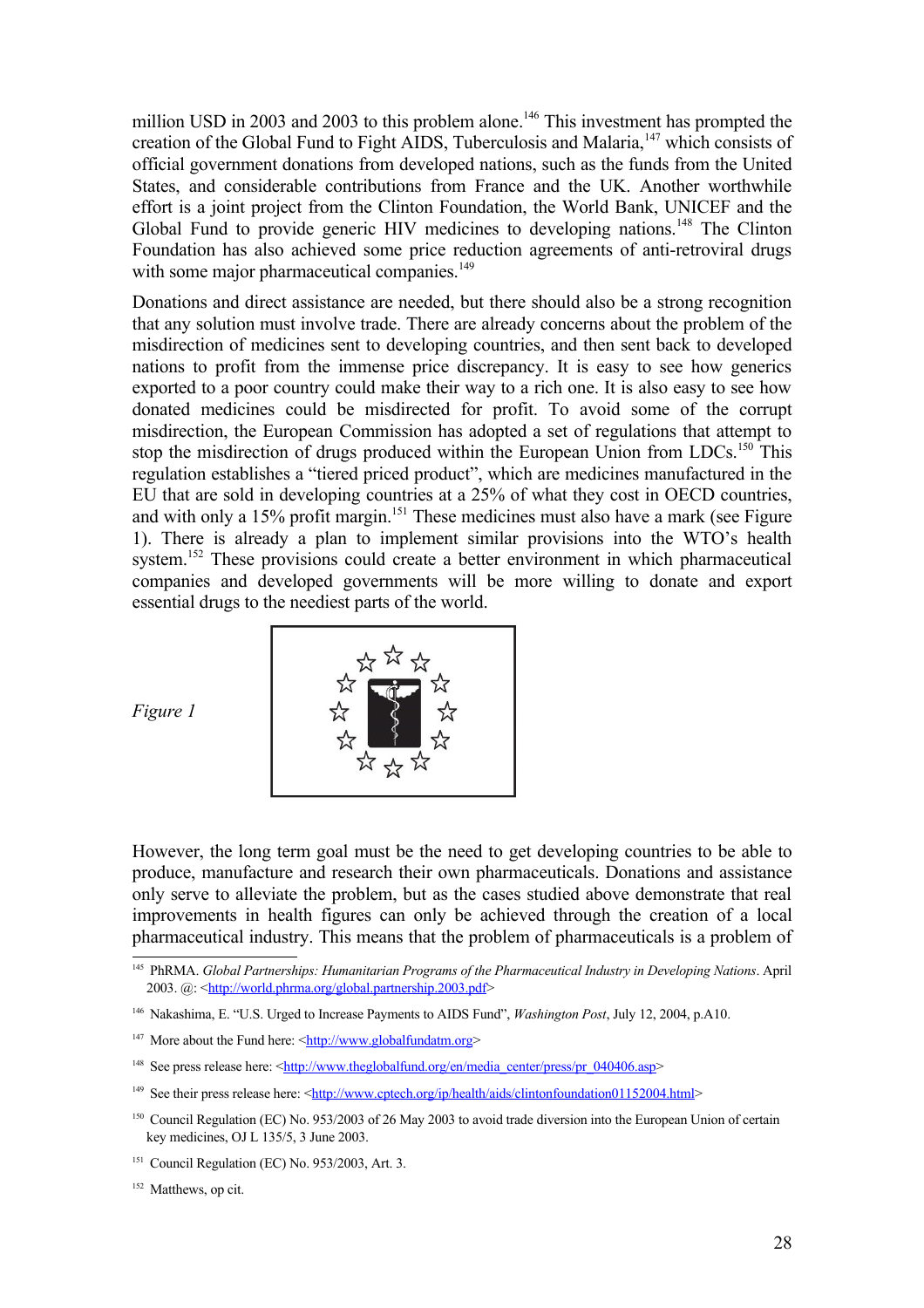million USD in 2003 and 2003 to this problem alone.[146] This investment has prompted the creation of the Global Fund to Fight AIDS, Tuberculosis and Malaria,[147] which consists of official government donations from developed nations, such as the funds from the United States, and considerable contributions from France and the UK. Another worthwhile effort is a joint project from the Clinton Foundation, the World Bank, UNICEF and the Global Fund to provide generic HIV medicines to developing nations.[148] The Clinton Foundation has also achieved some price reduction agreements of anti-retroviral drugs with some major pharmaceutical companies.[149]

Donations and direct assistance are needed, but there should also be a strong recognition that any solution must involve trade. There are already concerns about the problem of the misdirection of medicines sent to developing countries, and then sent back to developed nations to profit from the immense price discrepancy. It is easy to see how generics exported to a poor country could make their way to a rich one. It is also easy to see how donated medicines could be misdirected for profit. To avoid some of the corrupt misdirection, the European Commission has adopted a set of regulations that attempt to stop the misdirection of drugs produced within the European Union from LDCs.[150] This regulation establishes a "tiered priced product", which are medicines manufactured in the EU that are sold in developing countries at a 25% of what they cost in OECD countries, and with only a 15% profit margin.[151] These medicines must also have a mark (see Figure 1). There is already a plan to implement similar provisions into the WTO's health system.[152] These provisions could create a better environment in which pharmaceutical companies and developed governments will be more willing to donate and export essential drugs to the neediest parts of the world.

*Figure 1*

However, the long term goal must be the need to get developing countries to be able to produce, manufacture and research their own pharmaceuticals. Donations and assistance only serve to alleviate the problem, but as the cases studied above demonstrate that real improvements in health figures can only be achieved through the creation of a local pharmaceutical industry. This means that the problem of pharmaceuticals is a problem of

---

[145] PhRMA. *Global Partnerships: Humanitarian Programs of the Pharmaceutical Industry in Developing Nations*. April 2003. @: <http://world.phrma.org/global.partnership.2003.pdf>

[146] Nakashima, E. "U.S. Urged to Increase Payments to AIDS Fund", *Washington Post*, July 12, 2004, p.A10.

[147] More about the Fund here: <http://www.globalfundatm.org>

[148] See press release here: <http://www.theglobalfund.org/en/media_center/press/pr_040406.asp>

[149] See their press release here: <http://www.cptech.org/ip/health/aids/clintonfoundation01152004.html>

[150] Council Regulation (EC) No. 953/2003 of 26 May 2003 to avoid trade diversion into the European Union of certain key medicines, OJ L 135/5, 3 June 2003.

[151] Council Regulation (EC) No. 953/2003, Art. 3.

[152] Matthews, op cit.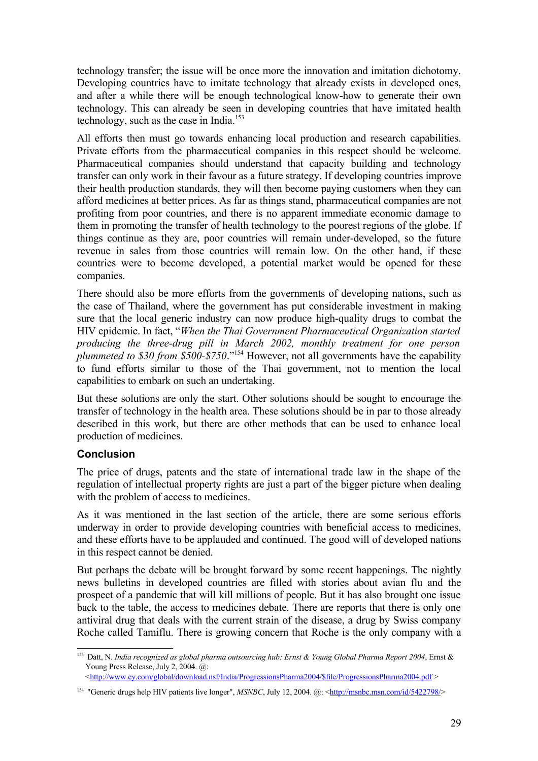technology transfer; the issue will be once more the innovation and imitation dichotomy. Developing countries have to imitate technology that already exists in developed ones, and after a while there will be enough technological know-how to generate their own technology. This can already be seen in developing countries that have imitated health technology, such as the case in India.[153]

All efforts then must go towards enhancing local production and research capabilities. Private efforts from the pharmaceutical companies in this respect should be welcome. Pharmaceutical companies should understand that capacity building and technology transfer can only work in their favour as a future strategy. If developing countries improve their health production standards, they will then become paying customers when they can afford medicines at better prices. As far as things stand, pharmaceutical companies are not profiting from poor countries, and there is no apparent immediate economic damage to them in promoting the transfer of health technology to the poorest regions of the globe. If things continue as they are, poor countries will remain under-developed, so the future revenue in sales from those countries will remain low. On the other hand, if these countries were to become developed, a potential market would be opened for these companies.

There should also be more efforts from the governments of developing nations, such as the case of Thailand, where the government has put considerable investment in making sure that the local generic industry can now produce high-quality drugs to combat the HIV epidemic. In fact, "*When the Thai Government Pharmaceutical Organization started producing the three-drug pill in March 2002, monthly treatment for one person plummeted to $30 from $500-$750*."[154] However, not all governments have the capability to fund efforts similar to those of the Thai government, not to mention the local capabilities to embark on such an undertaking.

But these solutions are only the start. Other solutions should be sought to encourage the transfer of technology in the health area. These solutions should be in par to those already described in this work, but there are other methods that can be used to enhance local production of medicines.

### Conclusion

The price of drugs, patents and the state of international trade law in the shape of the regulation of intellectual property rights are just a part of the bigger picture when dealing with the problem of access to medicines.

As it was mentioned in the last section of the article, there are some serious efforts underway in order to provide developing countries with beneficial access to medicines, and these efforts have to be applauded and continued. The good will of developed nations in this respect cannot be denied.

But perhaps the debate will be brought forward by some recent happenings. The nightly news bulletins in developed countries are filled with stories about avian flu and the prospect of a pandemic that will kill millions of people. But it has also brought one issue back to the table, the access to medicines debate. There are reports that there is only one antiviral drug that deals with the current strain of the disease, a drug by Swiss company Roche called Tamiflu. There is growing concern that Roche is the only company with a

---

[153] Datt, N. *India recognized as global pharma outsourcing hub: Ernst & Young Global Pharma Report 2004*, Ernst & Young Press Release, July 2, 2004. @: <http://www.ey.com/global/download.nsf/India/ProgressionsPharma2004/$file/ProgressionsPharma2004.pdf >

[154] "Generic drugs help HIV patients live longer", *MSNBC*, July 12, 2004. @: <http://msnbc.msn.com/id/5422798/>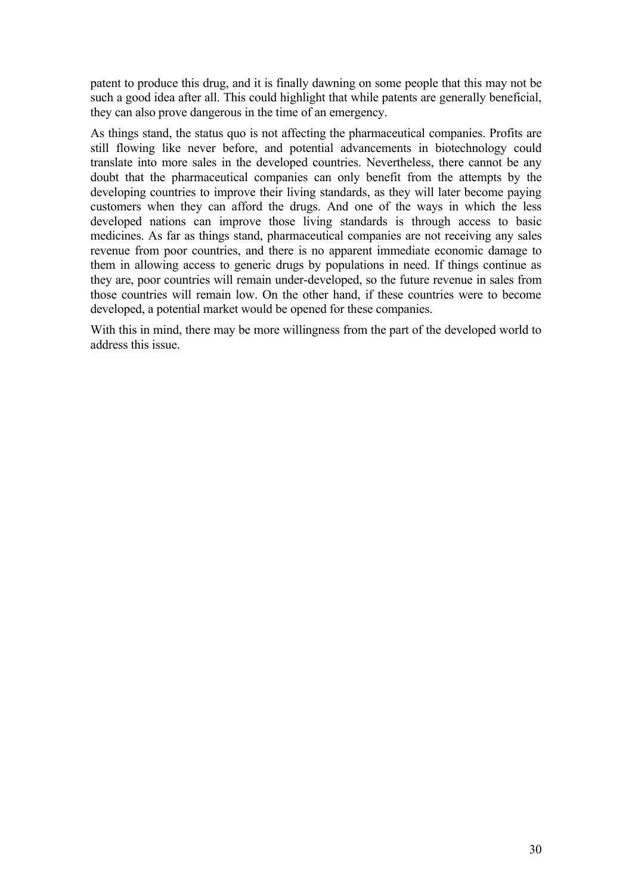patent to produce this drug, and it is finally dawning on some people that this may not be such a good idea after all. This could highlight that while patents are generally beneficial, they can also prove dangerous in the time of an emergency.

As things stand, the status quo is not affecting the pharmaceutical companies. Profits are still flowing like never before, and potential advancements in biotechnology could translate into more sales in the developed countries. Nevertheless, there cannot be any doubt that the pharmaceutical companies can only benefit from the attempts by the developing countries to improve their living standards, as they will later become paying customers when they can afford the drugs. And one of the ways in which the less developed nations can improve those living standards is through access to basic medicines. As far as things stand, pharmaceutical companies are not receiving any sales revenue from poor countries, and there is no apparent immediate economic damage to them in allowing access to generic drugs by populations in need. If things continue as they are, poor countries will remain under-developed, so the future revenue in sales from those countries will remain low. On the other hand, if these countries were to become developed, a potential market would be opened for these companies.

With this in mind, there may be more willingness from the part of the developed world to address this issue.